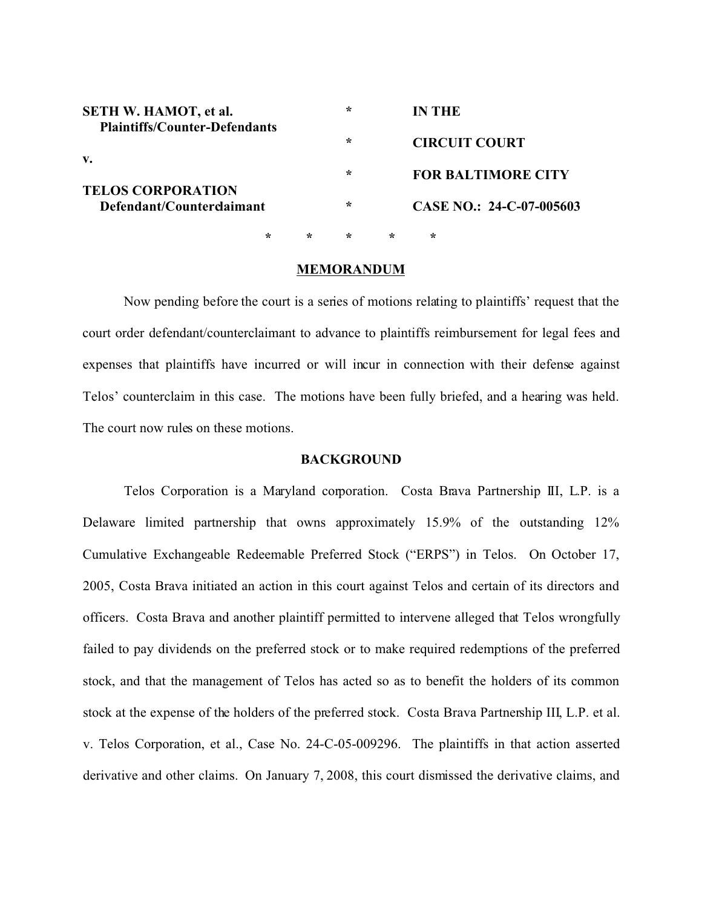| | | |
|---|---|---|
| **SETH W. HAMOT, et al.** | * | **IN THE** |
| **Plaintiffs/Counter-Defendants** | * | **CIRCUIT COURT** |
| **v.** | * | **FOR BALTIMORE CITY** |
| **TELOS CORPORATION** | * | |
| **Defendant/Counterclaimant** | * | **CASE NO.: 24-C-07-005603** |

\* \* \* \* \*

## MEMORANDUM

Now pending before the court is a series of motions relating to plaintiffs' request that the court order defendant/counterclaimant to advance to plaintiffs reimbursement for legal fees and expenses that plaintiffs have incurred or will incur in connection with their defense against Telos' counterclaim in this case. The motions have been fully briefed, and a hearing was held. The court now rules on these motions.

## BACKGROUND

Telos Corporation is a Maryland corporation. Costa Brava Partnership III, L.P. is a Delaware limited partnership that owns approximately 15.9% of the outstanding 12% Cumulative Exchangeable Redeemable Preferred Stock ("ERPS") in Telos. On October 17, 2005, Costa Brava initiated an action in this court against Telos and certain of its directors and officers. Costa Brava and another plaintiff permitted to intervene alleged that Telos wrongfully failed to pay dividends on the preferred stock or to make required redemptions of the preferred stock, and that the management of Telos has acted so as to benefit the holders of its common stock at the expense of the holders of the preferred stock. Costa Brava Partnership III, L.P. et al. v. Telos Corporation, et al., Case No. 24-C-05-009296. The plaintiffs in that action asserted derivative and other claims. On January 7, 2008, this court dismissed the derivative claims, and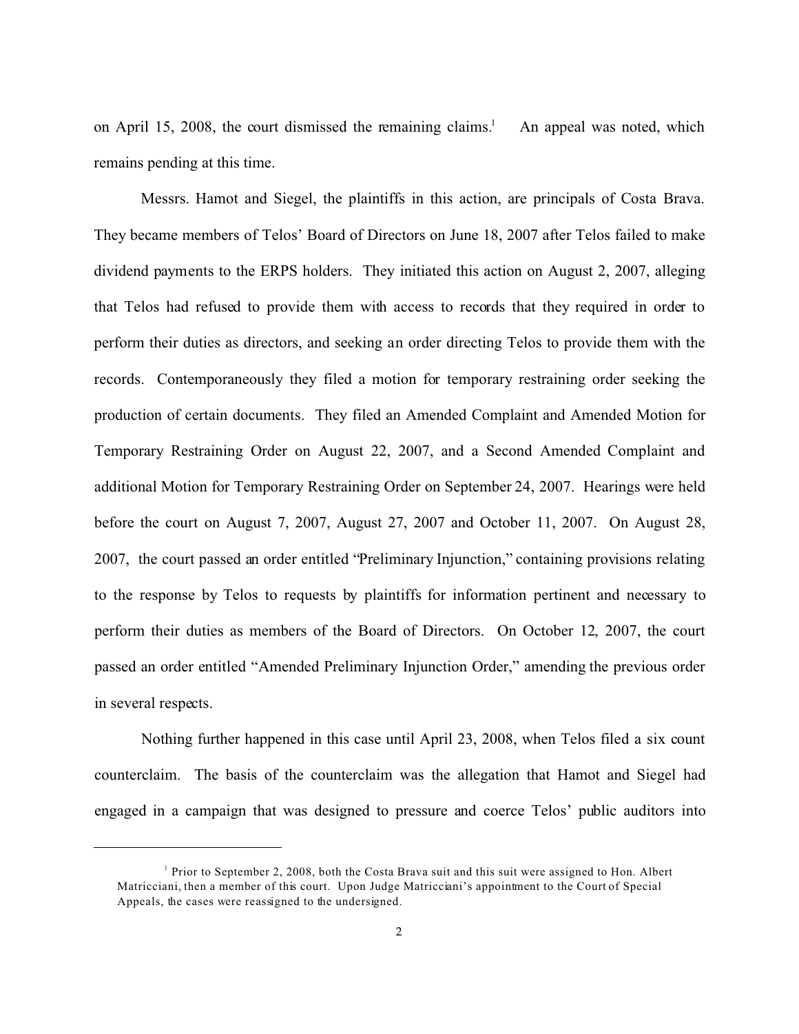on April 15, 2008, the court dismissed the remaining claims.[1] An appeal was noted, which remains pending at this time.

Messrs. Hamot and Siegel, the plaintiffs in this action, are principals of Costa Brava. They became members of Telos' Board of Directors on June 18, 2007 after Telos failed to make dividend payments to the ERPS holders. They initiated this action on August 2, 2007, alleging that Telos had refused to provide them with access to records that they required in order to perform their duties as directors, and seeking an order directing Telos to provide them with the records. Contemporaneously they filed a motion for temporary restraining order seeking the production of certain documents. They filed an Amended Complaint and Amended Motion for Temporary Restraining Order on August 22, 2007, and a Second Amended Complaint and additional Motion for Temporary Restraining Order on September 24, 2007. Hearings were held before the court on August 7, 2007, August 27, 2007 and October 11, 2007. On August 28, 2007, the court passed an order entitled "Preliminary Injunction," containing provisions relating to the response by Telos to requests by plaintiffs for information pertinent and necessary to perform their duties as members of the Board of Directors. On October 12, 2007, the court passed an order entitled "Amended Preliminary Injunction Order," amending the previous order in several respects.

Nothing further happened in this case until April 23, 2008, when Telos filed a six count counterclaim. The basis of the counterclaim was the allegation that Hamot and Siegel had engaged in a campaign that was designed to pressure and coerce Telos' public auditors into

---

[1] Prior to September 2, 2008, both the Costa Brava suit and this suit were assigned to Hon. Albert Matricciani, then a member of this court. Upon Judge Matricciani's appointment to the Court of Special Appeals, the cases were reassigned to the undersigned.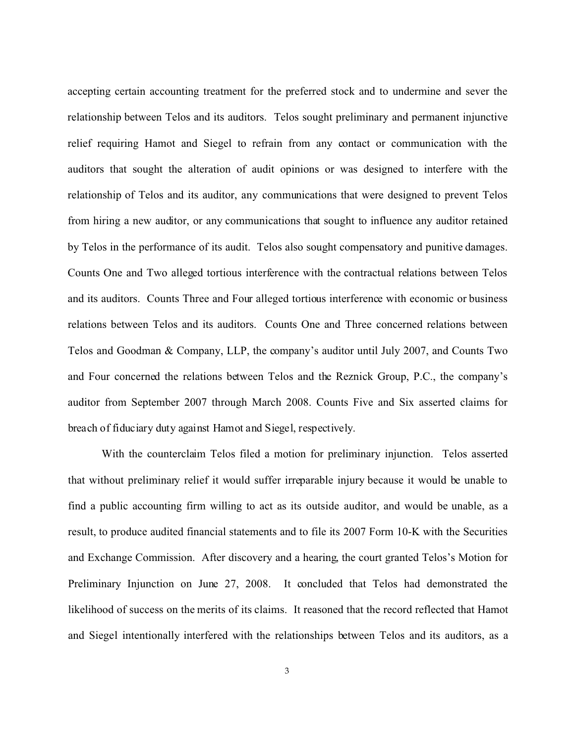accepting certain accounting treatment for the preferred stock and to undermine and sever the relationship between Telos and its auditors. Telos sought preliminary and permanent injunctive relief requiring Hamot and Siegel to refrain from any contact or communication with the auditors that sought the alteration of audit opinions or was designed to interfere with the relationship of Telos and its auditor, any communications that were designed to prevent Telos from hiring a new auditor, or any communications that sought to influence any auditor retained by Telos in the performance of its audit. Telos also sought compensatory and punitive damages. Counts One and Two alleged tortious interference with the contractual relations between Telos and its auditors. Counts Three and Four alleged tortious interference with economic or business relations between Telos and its auditors. Counts One and Three concerned relations between Telos and Goodman & Company, LLP, the company's auditor until July 2007, and Counts Two and Four concerned the relations between Telos and the Reznick Group, P.C., the company's auditor from September 2007 through March 2008. Counts Five and Six asserted claims for breach of fiduciary duty against Hamot and Siegel, respectively.

With the counterclaim Telos filed a motion for preliminary injunction. Telos asserted that without preliminary relief it would suffer irreparable injury because it would be unable to find a public accounting firm willing to act as its outside auditor, and would be unable, as a result, to produce audited financial statements and to file its 2007 Form 10-K with the Securities and Exchange Commission. After discovery and a hearing, the court granted Telos's Motion for Preliminary Injunction on June 27, 2008. It concluded that Telos had demonstrated the likelihood of success on the merits of its claims. It reasoned that the record reflected that Hamot and Siegel intentionally interfered with the relationships between Telos and its auditors, as a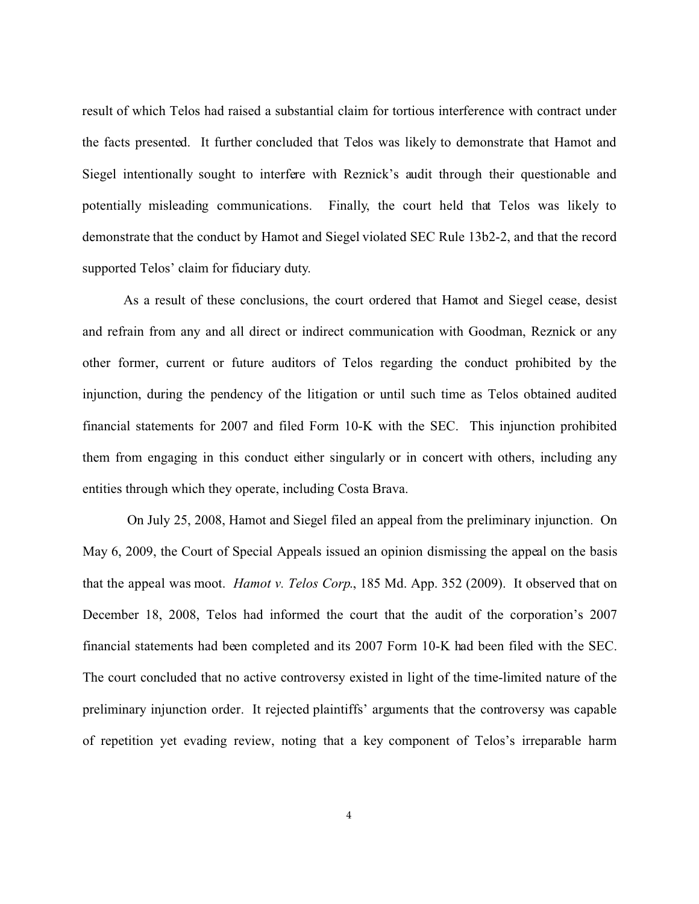result of which Telos had raised a substantial claim for tortious interference with contract under the facts presented. It further concluded that Telos was likely to demonstrate that Hamot and Siegel intentionally sought to interfere with Reznick's audit through their questionable and potentially misleading communications. Finally, the court held that Telos was likely to demonstrate that the conduct by Hamot and Siegel violated SEC Rule 13b2-2, and that the record supported Telos' claim for fiduciary duty.

As a result of these conclusions, the court ordered that Hamot and Siegel cease, desist and refrain from any and all direct or indirect communication with Goodman, Reznick or any other former, current or future auditors of Telos regarding the conduct prohibited by the injunction, during the pendency of the litigation or until such time as Telos obtained audited financial statements for 2007 and filed Form 10-K with the SEC. This injunction prohibited them from engaging in this conduct either singularly or in concert with others, including any entities through which they operate, including Costa Brava.

On July 25, 2008, Hamot and Siegel filed an appeal from the preliminary injunction. On May 6, 2009, the Court of Special Appeals issued an opinion dismissing the appeal on the basis that the appeal was moot. *Hamot v. Telos Corp.*, 185 Md. App. 352 (2009). It observed that on December 18, 2008, Telos had informed the court that the audit of the corporation's 2007 financial statements had been completed and its 2007 Form 10-K had been filed with the SEC. The court concluded that no active controversy existed in light of the time-limited nature of the preliminary injunction order. It rejected plaintiffs' arguments that the controversy was capable of repetition yet evading review, noting that a key component of Telos's irreparable harm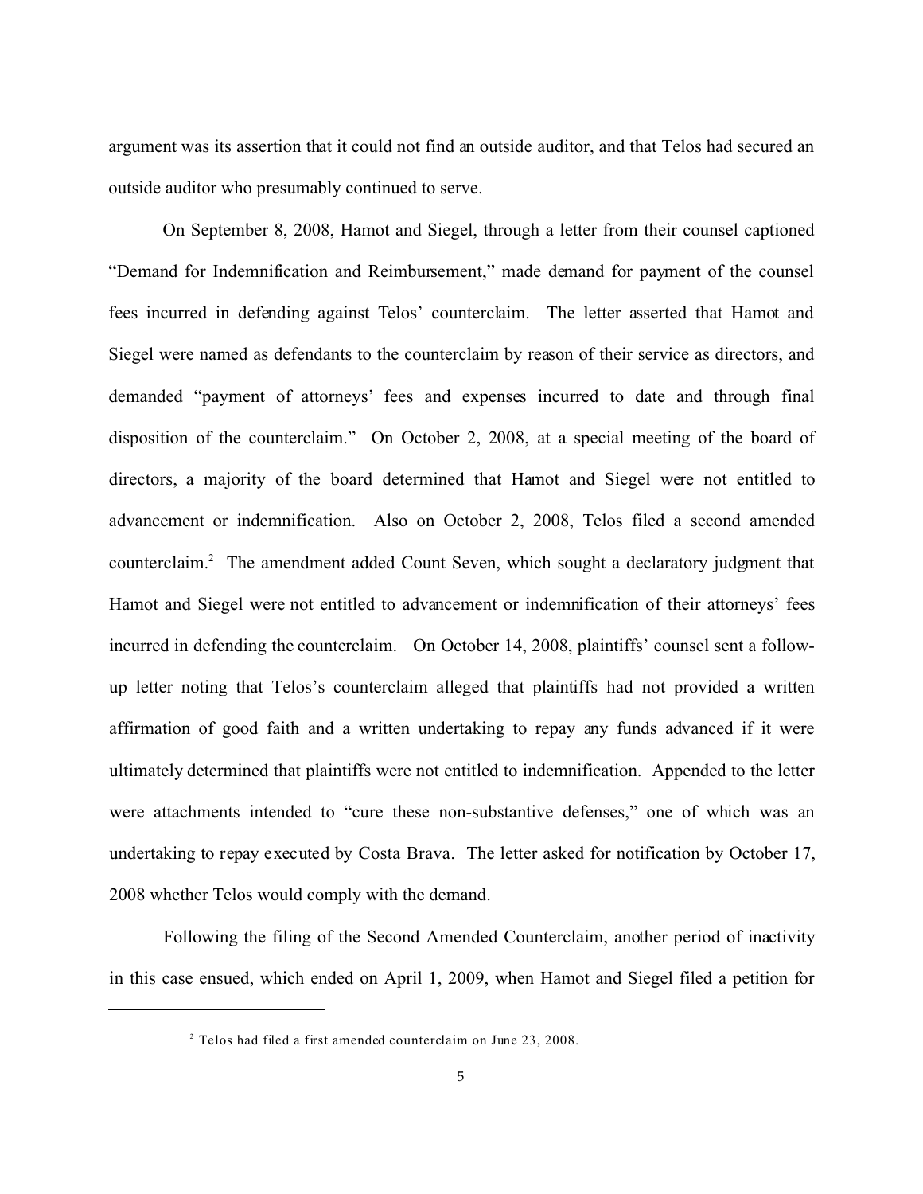argument was its assertion that it could not find an outside auditor, and that Telos had secured an outside auditor who presumably continued to serve.

On September 8, 2008, Hamot and Siegel, through a letter from their counsel captioned "Demand for Indemnification and Reimbursement," made demand for payment of the counsel fees incurred in defending against Telos' counterclaim. The letter asserted that Hamot and Siegel were named as defendants to the counterclaim by reason of their service as directors, and demanded "payment of attorneys' fees and expenses incurred to date and through final disposition of the counterclaim." On October 2, 2008, at a special meeting of the board of directors, a majority of the board determined that Hamot and Siegel were not entitled to advancement or indemnification. Also on October 2, 2008, Telos filed a second amended counterclaim.[2] The amendment added Count Seven, which sought a declaratory judgment that Hamot and Siegel were not entitled to advancement or indemnification of their attorneys' fees incurred in defending the counterclaim. On October 14, 2008, plaintiffs' counsel sent a follow-up letter noting that Telos's counterclaim alleged that plaintiffs had not provided a written affirmation of good faith and a written undertaking to repay any funds advanced if it were ultimately determined that plaintiffs were not entitled to indemnification. Appended to the letter were attachments intended to "cure these non-substantive defenses," one of which was an undertaking to repay executed by Costa Brava. The letter asked for notification by October 17, 2008 whether Telos would comply with the demand.

Following the filing of the Second Amended Counterclaim, another period of inactivity in this case ensued, which ended on April 1, 2009, when Hamot and Siegel filed a petition for

[2] Telos had filed a first amended counterclaim on June 23, 2008.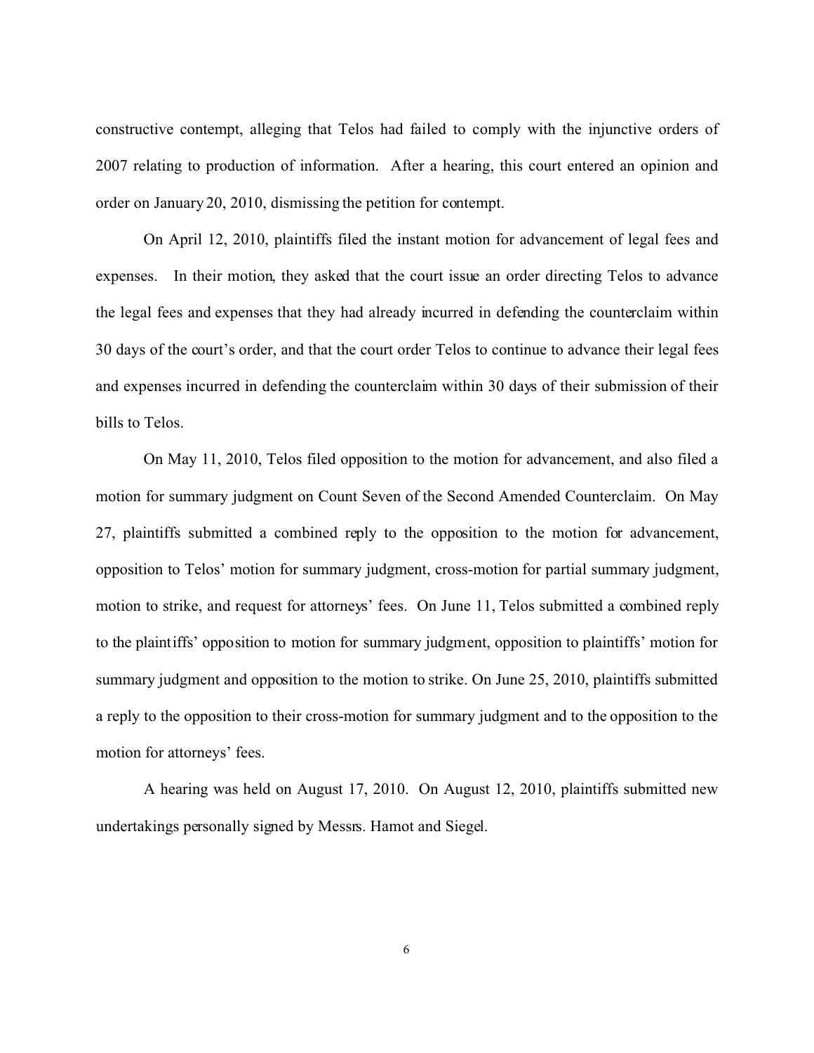constructive contempt, alleging that Telos had failed to comply with the injunctive orders of 2007 relating to production of information. After a hearing, this court entered an opinion and order on January 20, 2010, dismissing the petition for contempt.

On April 12, 2010, plaintiffs filed the instant motion for advancement of legal fees and expenses. In their motion, they asked that the court issue an order directing Telos to advance the legal fees and expenses that they had already incurred in defending the counterclaim within 30 days of the court's order, and that the court order Telos to continue to advance their legal fees and expenses incurred in defending the counterclaim within 30 days of their submission of their bills to Telos.

On May 11, 2010, Telos filed opposition to the motion for advancement, and also filed a motion for summary judgment on Count Seven of the Second Amended Counterclaim. On May 27, plaintiffs submitted a combined reply to the opposition to the motion for advancement, opposition to Telos' motion for summary judgment, cross-motion for partial summary judgment, motion to strike, and request for attorneys' fees. On June 11, Telos submitted a combined reply to the plaintiffs' opposition to motion for summary judgment, opposition to plaintiffs' motion for summary judgment and opposition to the motion to strike. On June 25, 2010, plaintiffs submitted a reply to the opposition to their cross-motion for summary judgment and to the opposition to the motion for attorneys' fees.

A hearing was held on August 17, 2010. On August 12, 2010, plaintiffs submitted new undertakings personally signed by Messrs. Hamot and Siegel.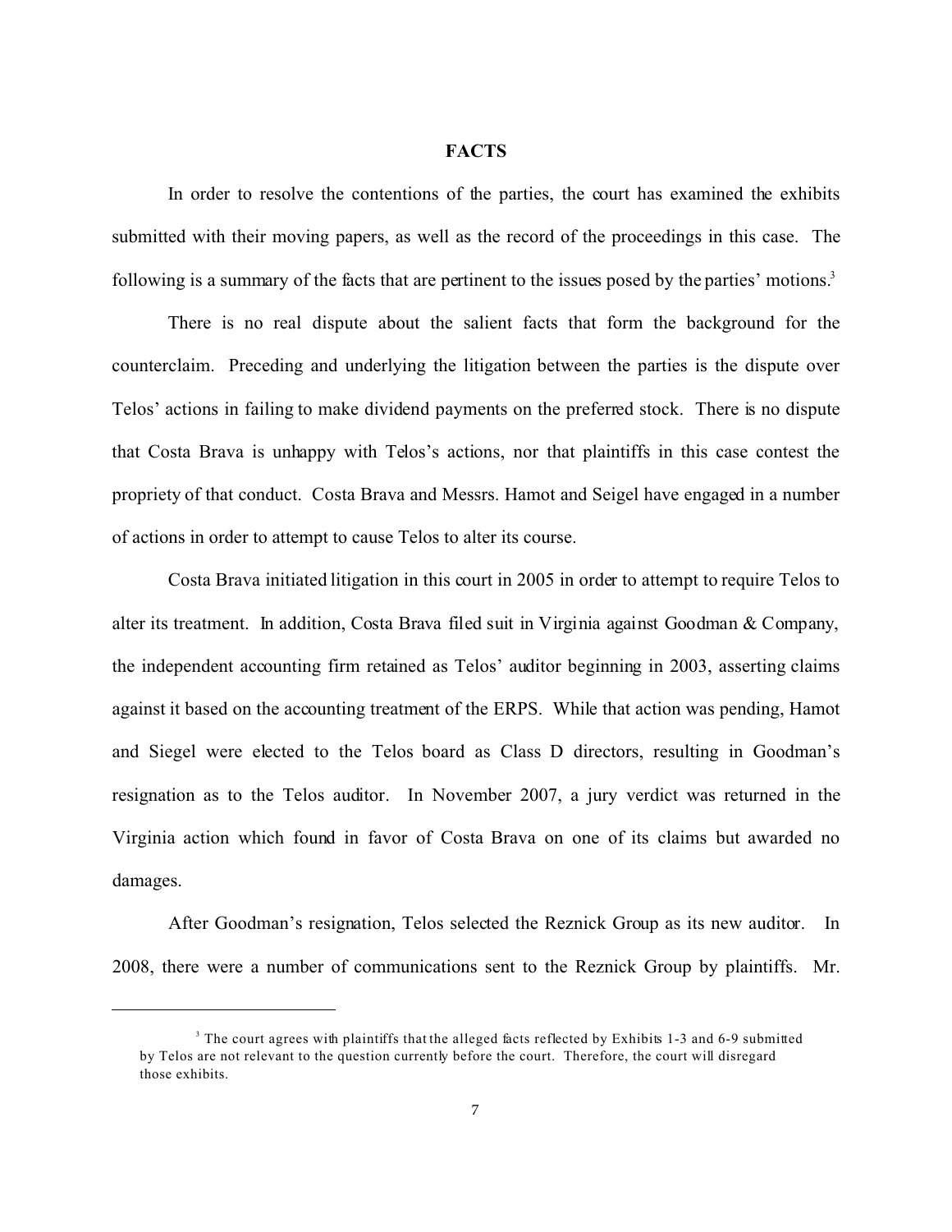## FACTS

In order to resolve the contentions of the parties, the court has examined the exhibits submitted with their moving papers, as well as the record of the proceedings in this case. The following is a summary of the facts that are pertinent to the issues posed by the parties' motions.[3]

There is no real dispute about the salient facts that form the background for the counterclaim. Preceding and underlying the litigation between the parties is the dispute over Telos' actions in failing to make dividend payments on the preferred stock. There is no dispute that Costa Brava is unhappy with Telos's actions, nor that plaintiffs in this case contest the propriety of that conduct. Costa Brava and Messrs. Hamot and Seigel have engaged in a number of actions in order to attempt to cause Telos to alter its course.

Costa Brava initiated litigation in this court in 2005 in order to attempt to require Telos to alter its treatment. In addition, Costa Brava filed suit in Virginia against Goodman & Company, the independent accounting firm retained as Telos' auditor beginning in 2003, asserting claims against it based on the accounting treatment of the ERPS. While that action was pending, Hamot and Siegel were elected to the Telos board as Class D directors, resulting in Goodman's resignation as to the Telos auditor. In November 2007, a jury verdict was returned in the Virginia action which found in favor of Costa Brava on one of its claims but awarded no damages.

After Goodman's resignation, Telos selected the Reznick Group as its new auditor. In 2008, there were a number of communications sent to the Reznick Group by plaintiffs. Mr.

---

[3] The court agrees with plaintiffs that the alleged facts reflected by Exhibits 1-3 and 6-9 submitted by Telos are not relevant to the question currently before the court. Therefore, the court will disregard those exhibits.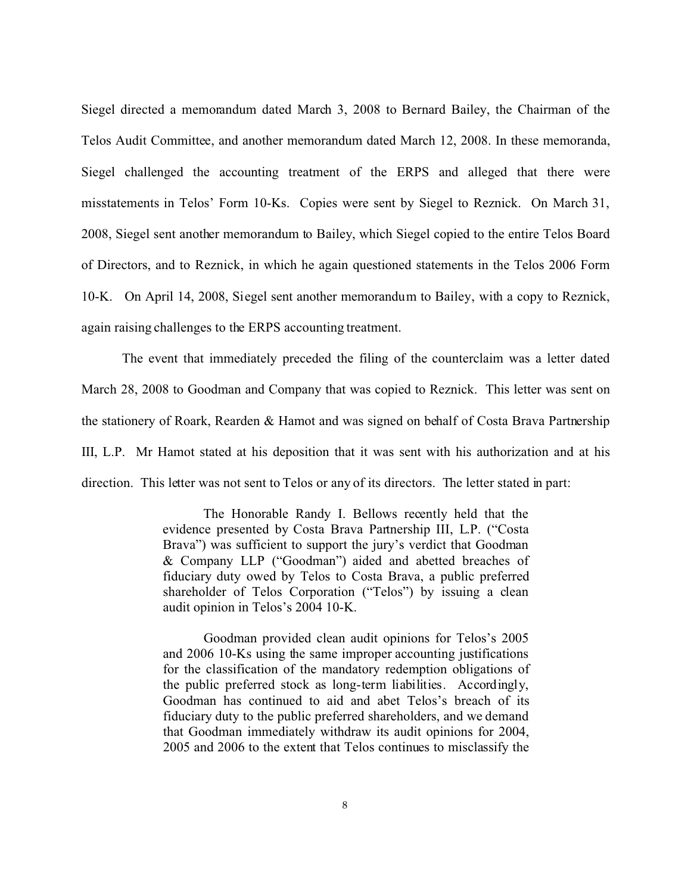Siegel directed a memorandum dated March 3, 2008 to Bernard Bailey, the Chairman of the Telos Audit Committee, and another memorandum dated March 12, 2008. In these memoranda, Siegel challenged the accounting treatment of the ERPS and alleged that there were misstatements in Telos' Form 10-Ks. Copies were sent by Siegel to Reznick. On March 31, 2008, Siegel sent another memorandum to Bailey, which Siegel copied to the entire Telos Board of Directors, and to Reznick, in which he again questioned statements in the Telos 2006 Form 10-K. On April 14, 2008, Siegel sent another memorandum to Bailey, with a copy to Reznick, again raising challenges to the ERPS accounting treatment.

The event that immediately preceded the filing of the counterclaim was a letter dated March 28, 2008 to Goodman and Company that was copied to Reznick. This letter was sent on the stationery of Roark, Rearden & Hamot and was signed on behalf of Costa Brava Partnership III, L.P. Mr Hamot stated at his deposition that it was sent with his authorization and at his direction. This letter was not sent to Telos or any of its directors. The letter stated in part:

> The Honorable Randy I. Bellows recently held that the evidence presented by Costa Brava Partnership III, L.P. ("Costa Brava") was sufficient to support the jury's verdict that Goodman & Company LLP ("Goodman") aided and abetted breaches of fiduciary duty owed by Telos to Costa Brava, a public preferred shareholder of Telos Corporation ("Telos") by issuing a clean audit opinion in Telos's 2004 10-K.
>
> Goodman provided clean audit opinions for Telos's 2005 and 2006 10-Ks using the same improper accounting justifications for the classification of the mandatory redemption obligations of the public preferred stock as long-term liabilities. Accordingly, Goodman has continued to aid and abet Telos's breach of its fiduciary duty to the public preferred shareholders, and we demand that Goodman immediately withdraw its audit opinions for 2004, 2005 and 2006 to the extent that Telos continues to misclassify the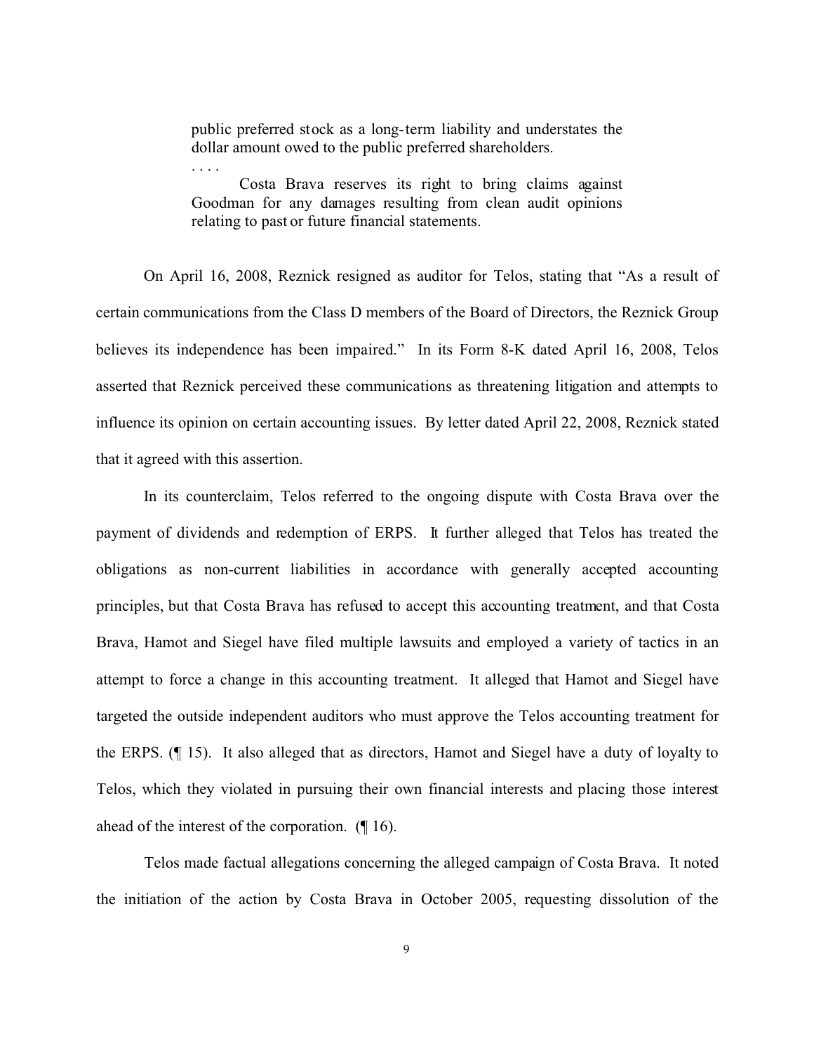> public preferred stock as a long-term liability and understates the dollar amount owed to the public preferred shareholders.
>
> . . . .
>
> Costa Brava reserves its right to bring claims against Goodman for any damages resulting from clean audit opinions relating to past or future financial statements.

On April 16, 2008, Reznick resigned as auditor for Telos, stating that "As a result of certain communications from the Class D members of the Board of Directors, the Reznick Group believes its independence has been impaired." In its Form 8-K dated April 16, 2008, Telos asserted that Reznick perceived these communications as threatening litigation and attempts to influence its opinion on certain accounting issues. By letter dated April 22, 2008, Reznick stated that it agreed with this assertion.

In its counterclaim, Telos referred to the ongoing dispute with Costa Brava over the payment of dividends and redemption of ERPS. It further alleged that Telos has treated the obligations as non-current liabilities in accordance with generally accepted accounting principles, but that Costa Brava has refused to accept this accounting treatment, and that Costa Brava, Hamot and Siegel have filed multiple lawsuits and employed a variety of tactics in an attempt to force a change in this accounting treatment. It alleged that Hamot and Siegel have targeted the outside independent auditors who must approve the Telos accounting treatment for the ERPS. (¶ 15). It also alleged that as directors, Hamot and Siegel have a duty of loyalty to Telos, which they violated in pursuing their own financial interests and placing those interest ahead of the interest of the corporation. (¶ 16).

Telos made factual allegations concerning the alleged campaign of Costa Brava. It noted the initiation of the action by Costa Brava in October 2005, requesting dissolution of the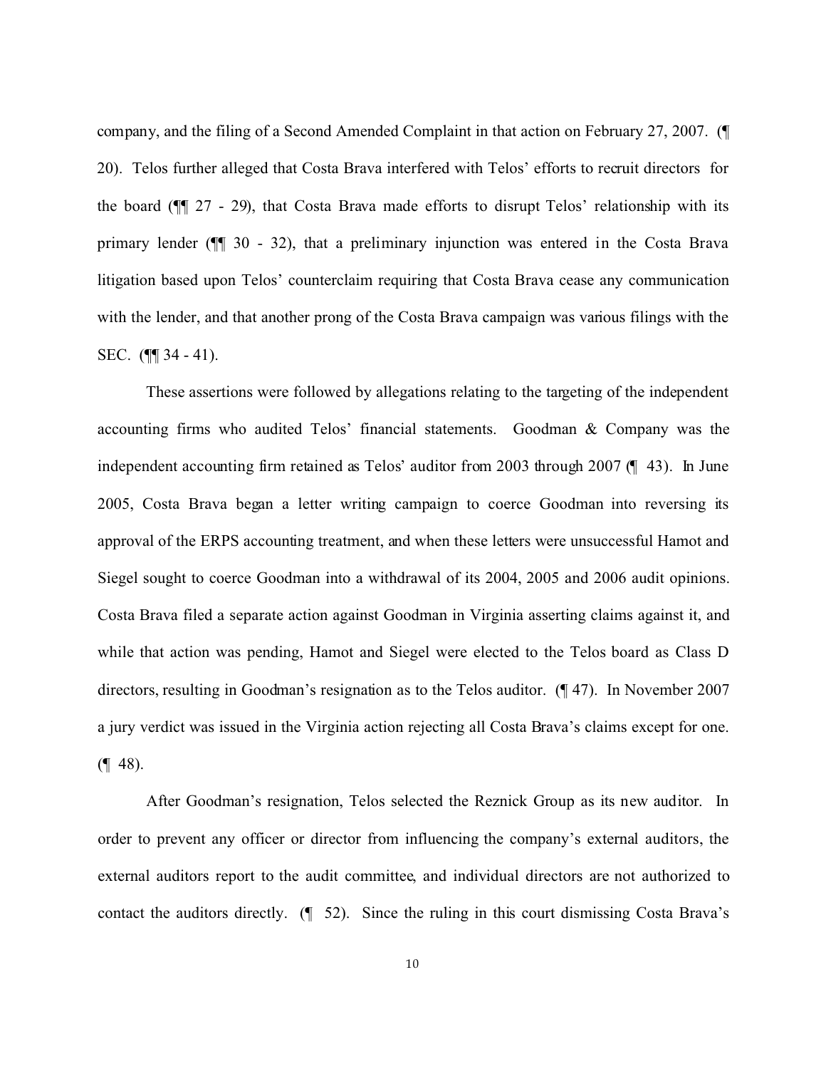company, and the filing of a Second Amended Complaint in that action on February 27, 2007. (¶ 20). Telos further alleged that Costa Brava interfered with Telos' efforts to recruit directors for the board (¶¶ 27 - 29), that Costa Brava made efforts to disrupt Telos' relationship with its primary lender (¶¶ 30 - 32), that a preliminary injunction was entered in the Costa Brava litigation based upon Telos' counterclaim requiring that Costa Brava cease any communication with the lender, and that another prong of the Costa Brava campaign was various filings with the SEC. (¶¶ 34 - 41).

These assertions were followed by allegations relating to the targeting of the independent accounting firms who audited Telos' financial statements. Goodman & Company was the independent accounting firm retained as Telos' auditor from 2003 through 2007 (¶ 43). In June 2005, Costa Brava began a letter writing campaign to coerce Goodman into reversing its approval of the ERPS accounting treatment, and when these letters were unsuccessful Hamot and Siegel sought to coerce Goodman into a withdrawal of its 2004, 2005 and 2006 audit opinions. Costa Brava filed a separate action against Goodman in Virginia asserting claims against it, and while that action was pending, Hamot and Siegel were elected to the Telos board as Class D directors, resulting in Goodman's resignation as to the Telos auditor. (¶ 47). In November 2007 a jury verdict was issued in the Virginia action rejecting all Costa Brava's claims except for one. (¶ 48).

After Goodman's resignation, Telos selected the Reznick Group as its new auditor. In order to prevent any officer or director from influencing the company's external auditors, the external auditors report to the audit committee, and individual directors are not authorized to contact the auditors directly. (¶ 52). Since the ruling in this court dismissing Costa Brava's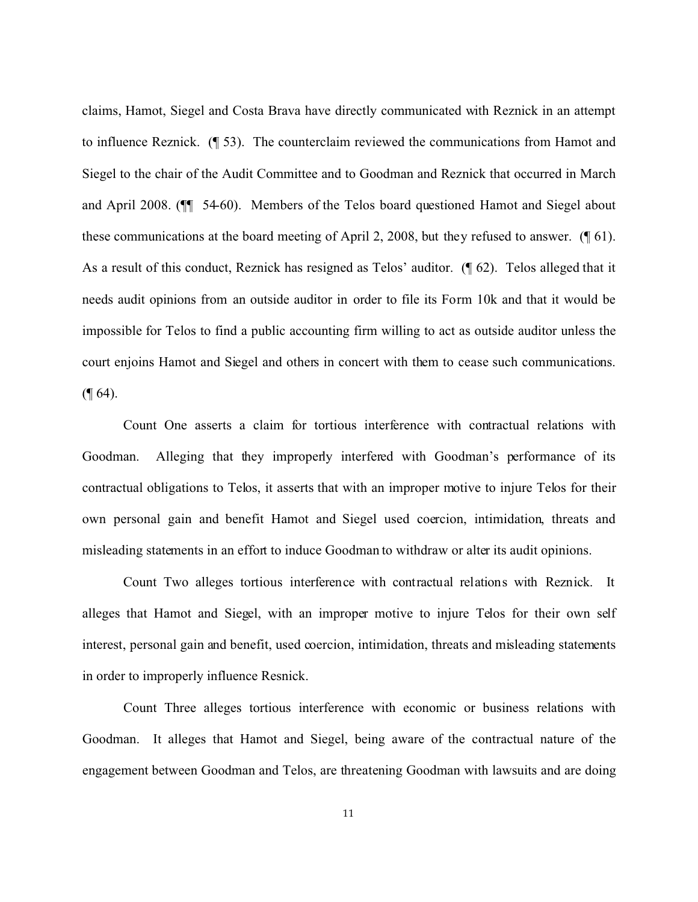claims, Hamot, Siegel and Costa Brava have directly communicated with Reznick in an attempt to influence Reznick. (¶ 53). The counterclaim reviewed the communications from Hamot and Siegel to the chair of the Audit Committee and to Goodman and Reznick that occurred in March and April 2008. (¶¶ 54-60). Members of the Telos board questioned Hamot and Siegel about these communications at the board meeting of April 2, 2008, but they refused to answer. (¶ 61). As a result of this conduct, Reznick has resigned as Telos' auditor. (¶ 62). Telos alleged that it needs audit opinions from an outside auditor in order to file its Form 10k and that it would be impossible for Telos to find a public accounting firm willing to act as outside auditor unless the court enjoins Hamot and Siegel and others in concert with them to cease such communications. (¶ 64).

Count One asserts a claim for tortious interference with contractual relations with Goodman. Alleging that they improperly interfered with Goodman's performance of its contractual obligations to Telos, it asserts that with an improper motive to injure Telos for their own personal gain and benefit Hamot and Siegel used coercion, intimidation, threats and misleading statements in an effort to induce Goodman to withdraw or alter its audit opinions.

Count Two alleges tortious interference with contractual relations with Reznick. It alleges that Hamot and Siegel, with an improper motive to injure Telos for their own self interest, personal gain and benefit, used coercion, intimidation, threats and misleading statements in order to improperly influence Resnick.

Count Three alleges tortious interference with economic or business relations with Goodman. It alleges that Hamot and Siegel, being aware of the contractual nature of the engagement between Goodman and Telos, are threatening Goodman with lawsuits and are doing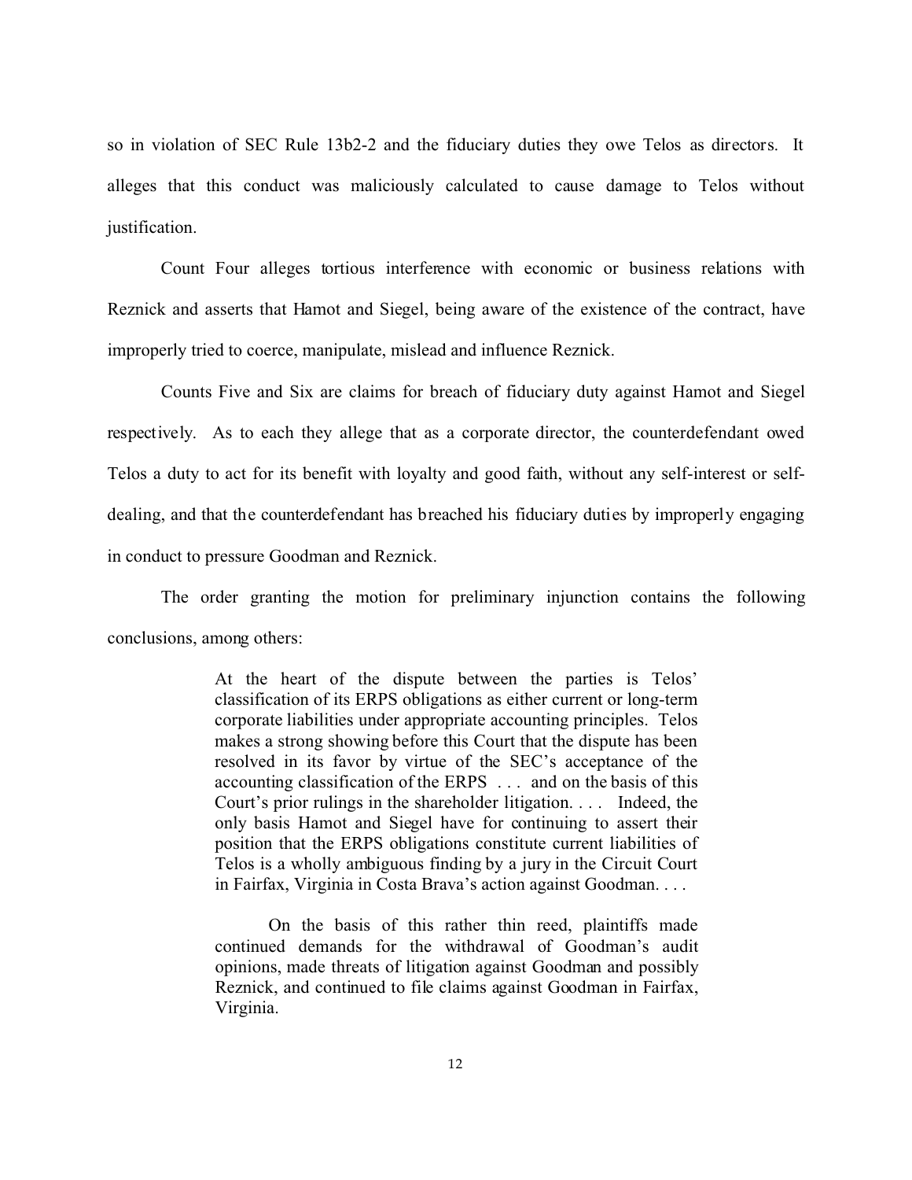so in violation of SEC Rule 13b2-2 and the fiduciary duties they owe Telos as directors. It alleges that this conduct was maliciously calculated to cause damage to Telos without justification.

Count Four alleges tortious interference with economic or business relations with Reznick and asserts that Hamot and Siegel, being aware of the existence of the contract, have improperly tried to coerce, manipulate, mislead and influence Reznick.

Counts Five and Six are claims for breach of fiduciary duty against Hamot and Siegel respectively. As to each they allege that as a corporate director, the counterdefendant owed Telos a duty to act for its benefit with loyalty and good faith, without any self-interest or self-dealing, and that the counterdefendant has breached his fiduciary duties by improperly engaging in conduct to pressure Goodman and Reznick.

The order granting the motion for preliminary injunction contains the following conclusions, among others:

> At the heart of the dispute between the parties is Telos' classification of its ERPS obligations as either current or long-term corporate liabilities under appropriate accounting principles. Telos makes a strong showing before this Court that the dispute has been resolved in its favor by virtue of the SEC's acceptance of the accounting classification of the ERPS . . . and on the basis of this Court's prior rulings in the shareholder litigation. . . . Indeed, the only basis Hamot and Siegel have for continuing to assert their position that the ERPS obligations constitute current liabilities of Telos is a wholly ambiguous finding by a jury in the Circuit Court in Fairfax, Virginia in Costa Brava's action against Goodman. . . .
>
> On the basis of this rather thin reed, plaintiffs made continued demands for the withdrawal of Goodman's audit opinions, made threats of litigation against Goodman and possibly Reznick, and continued to file claims against Goodman in Fairfax, Virginia.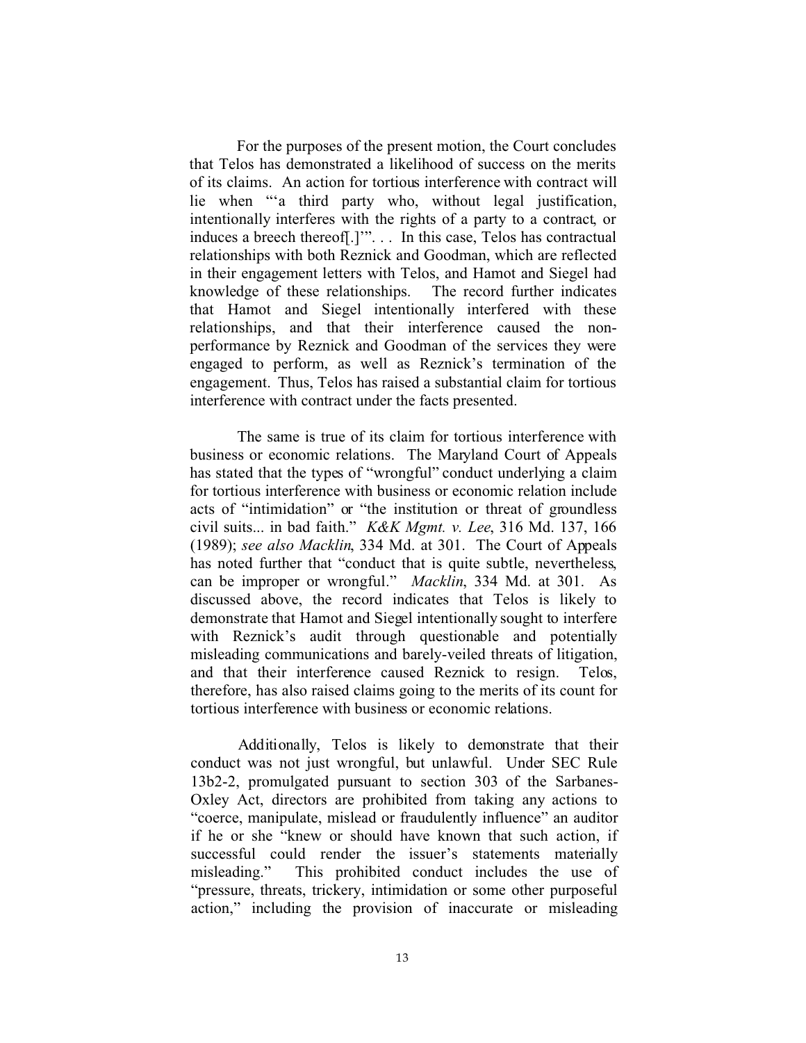For the purposes of the present motion, the Court concludes that Telos has demonstrated a likelihood of success on the merits of its claims. An action for tortious interference with contract will lie when "'a third party who, without legal justification, intentionally interferes with the rights of a party to a contract, or induces a breech thereof[.]'". . . In this case, Telos has contractual relationships with both Reznick and Goodman, which are reflected in their engagement letters with Telos, and Hamot and Siegel had knowledge of these relationships. The record further indicates that Hamot and Siegel intentionally interfered with these relationships, and that their interference caused the non-performance by Reznick and Goodman of the services they were engaged to perform, as well as Reznick's termination of the engagement. Thus, Telos has raised a substantial claim for tortious interference with contract under the facts presented.

The same is true of its claim for tortious interference with business or economic relations. The Maryland Court of Appeals has stated that the types of "wrongful" conduct underlying a claim for tortious interference with business or economic relation include acts of "intimidation" or "the institution or threat of groundless civil suits... in bad faith." *K&K Mgmt. v. Lee*, 316 Md. 137, 166 (1989); *see also Macklin*, 334 Md. at 301. The Court of Appeals has noted further that "conduct that is quite subtle, nevertheless, can be improper or wrongful." *Macklin*, 334 Md. at 301. As discussed above, the record indicates that Telos is likely to demonstrate that Hamot and Siegel intentionally sought to interfere with Reznick's audit through questionable and potentially misleading communications and barely-veiled threats of litigation, and that their interference caused Reznick to resign. Telos, therefore, has also raised claims going to the merits of its count for tortious interference with business or economic relations.

Additionally, Telos is likely to demonstrate that their conduct was not just wrongful, but unlawful. Under SEC Rule 13b2-2, promulgated pursuant to section 303 of the Sarbanes-Oxley Act, directors are prohibited from taking any actions to "coerce, manipulate, mislead or fraudulently influence" an auditor if he or she "knew or should have known that such action, if successful could render the issuer's statements materially misleading." This prohibited conduct includes the use of "pressure, threats, trickery, intimidation or some other purposeful action," including the provision of inaccurate or misleading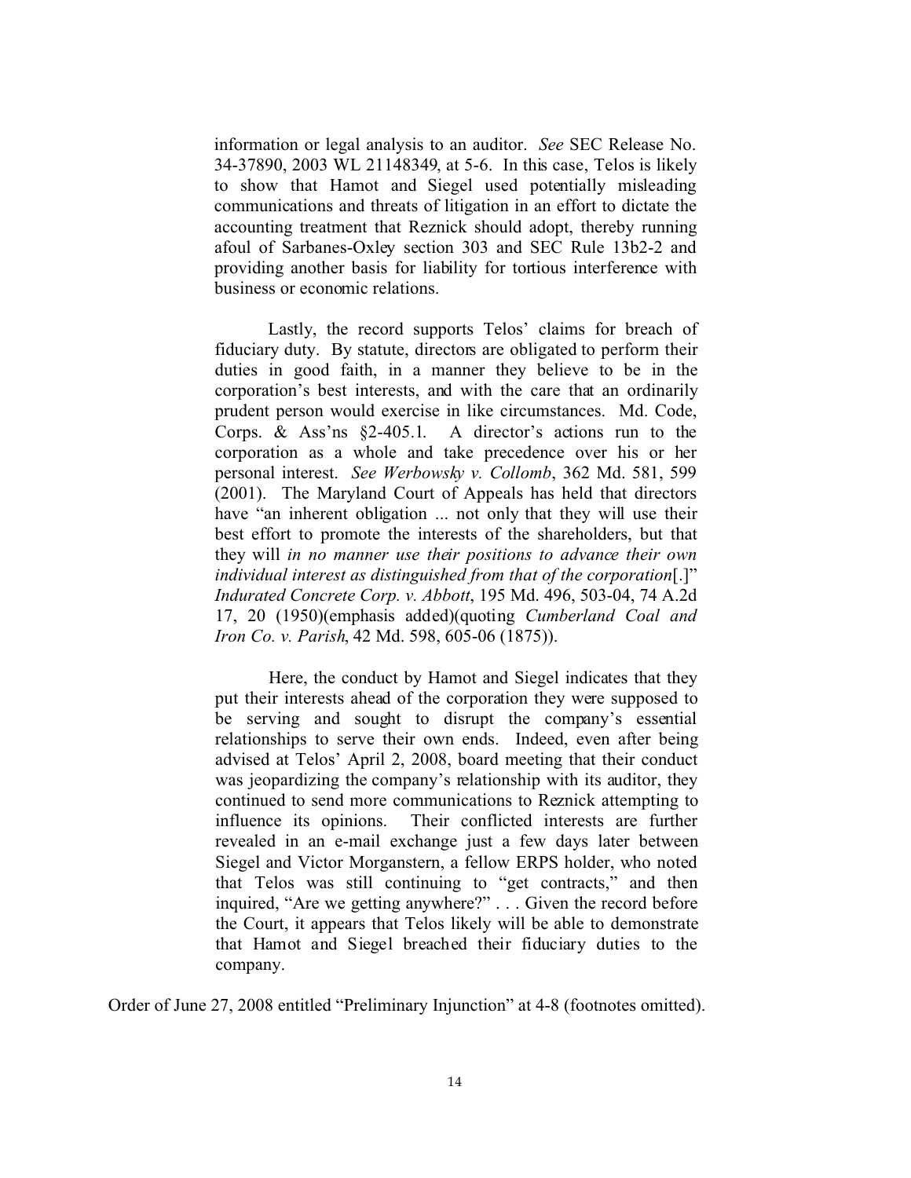information or legal analysis to an auditor. *See* SEC Release No. 34-37890, 2003 WL 21148349, at 5-6. In this case, Telos is likely to show that Hamot and Siegel used potentially misleading communications and threats of litigation in an effort to dictate the accounting treatment that Reznick should adopt, thereby running afoul of Sarbanes-Oxley section 303 and SEC Rule 13b2-2 and providing another basis for liability for tortious interference with business or economic relations.

> Lastly, the record supports Telos' claims for breach of fiduciary duty. By statute, directors are obligated to perform their duties in good faith, in a manner they believe to be in the corporation's best interests, and with the care that an ordinarily prudent person would exercise in like circumstances. Md. Code, Corps. & Ass'ns §2-405.1. A director's actions run to the corporation as a whole and take precedence over his or her personal interest. *See Werbowsky v. Collomb*, 362 Md. 581, 599 (2001). The Maryland Court of Appeals has held that directors have "an inherent obligation ... not only that they will use their best effort to promote the interests of the shareholders, but that they will *in no manner use their positions to advance their own individual interest as distinguished from that of the corporation*[.]" *Indurated Concrete Corp. v. Abbott*, 195 Md. 496, 503-04, 74 A.2d 17, 20 (1950)(emphasis added)(quoting *Cumberland Coal and Iron Co. v. Parish*, 42 Md. 598, 605-06 (1875)).
>
> Here, the conduct by Hamot and Siegel indicates that they put their interests ahead of the corporation they were supposed to be serving and sought to disrupt the company's essential relationships to serve their own ends. Indeed, even after being advised at Telos' April 2, 2008, board meeting that their conduct was jeopardizing the company's relationship with its auditor, they continued to send more communications to Reznick attempting to influence its opinions. Their conflicted interests are further revealed in an e-mail exchange just a few days later between Siegel and Victor Morganstern, a fellow ERPS holder, who noted that Telos was still continuing to "get contracts," and then inquired, "Are we getting anywhere?" . . . Given the record before the Court, it appears that Telos likely will be able to demonstrate that Hamot and Siegel breached their fiduciary duties to the company.

Order of June 27, 2008 entitled "Preliminary Injunction" at 4-8 (footnotes omitted).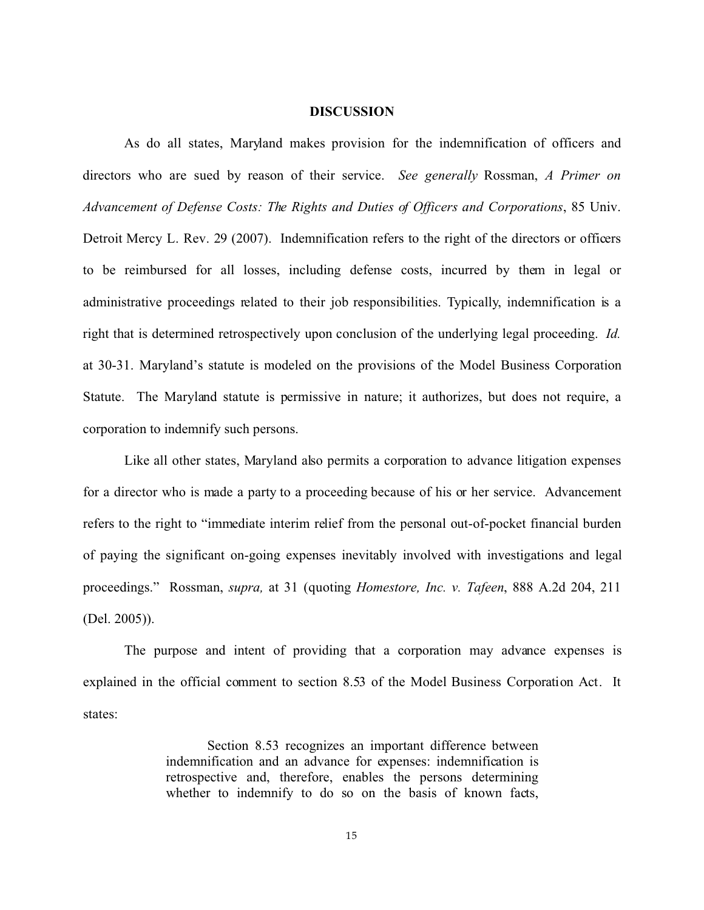## DISCUSSION

As do all states, Maryland makes provision for the indemnification of officers and directors who are sued by reason of their service. *See generally* Rossman, *A Primer on Advancement of Defense Costs: The Rights and Duties of Officers and Corporations*, 85 Univ. Detroit Mercy L. Rev. 29 (2007). Indemnification refers to the right of the directors or officers to be reimbursed for all losses, including defense costs, incurred by them in legal or administrative proceedings related to their job responsibilities. Typically, indemnification is a right that is determined retrospectively upon conclusion of the underlying legal proceeding. *Id.* at 30-31. Maryland's statute is modeled on the provisions of the Model Business Corporation Statute. The Maryland statute is permissive in nature; it authorizes, but does not require, a corporation to indemnify such persons.

Like all other states, Maryland also permits a corporation to advance litigation expenses for a director who is made a party to a proceeding because of his or her service. Advancement refers to the right to "immediate interim relief from the personal out-of-pocket financial burden of paying the significant on-going expenses inevitably involved with investigations and legal proceedings." Rossman, *supra,* at 31 (quoting *Homestore, Inc. v. Tafeen*, 888 A.2d 204, 211 (Del. 2005)).

The purpose and intent of providing that a corporation may advance expenses is explained in the official comment to section 8.53 of the Model Business Corporation Act. It states:

> Section 8.53 recognizes an important difference between indemnification and an advance for expenses: indemnification is retrospective and, therefore, enables the persons determining whether to indemnify to do so on the basis of known facts,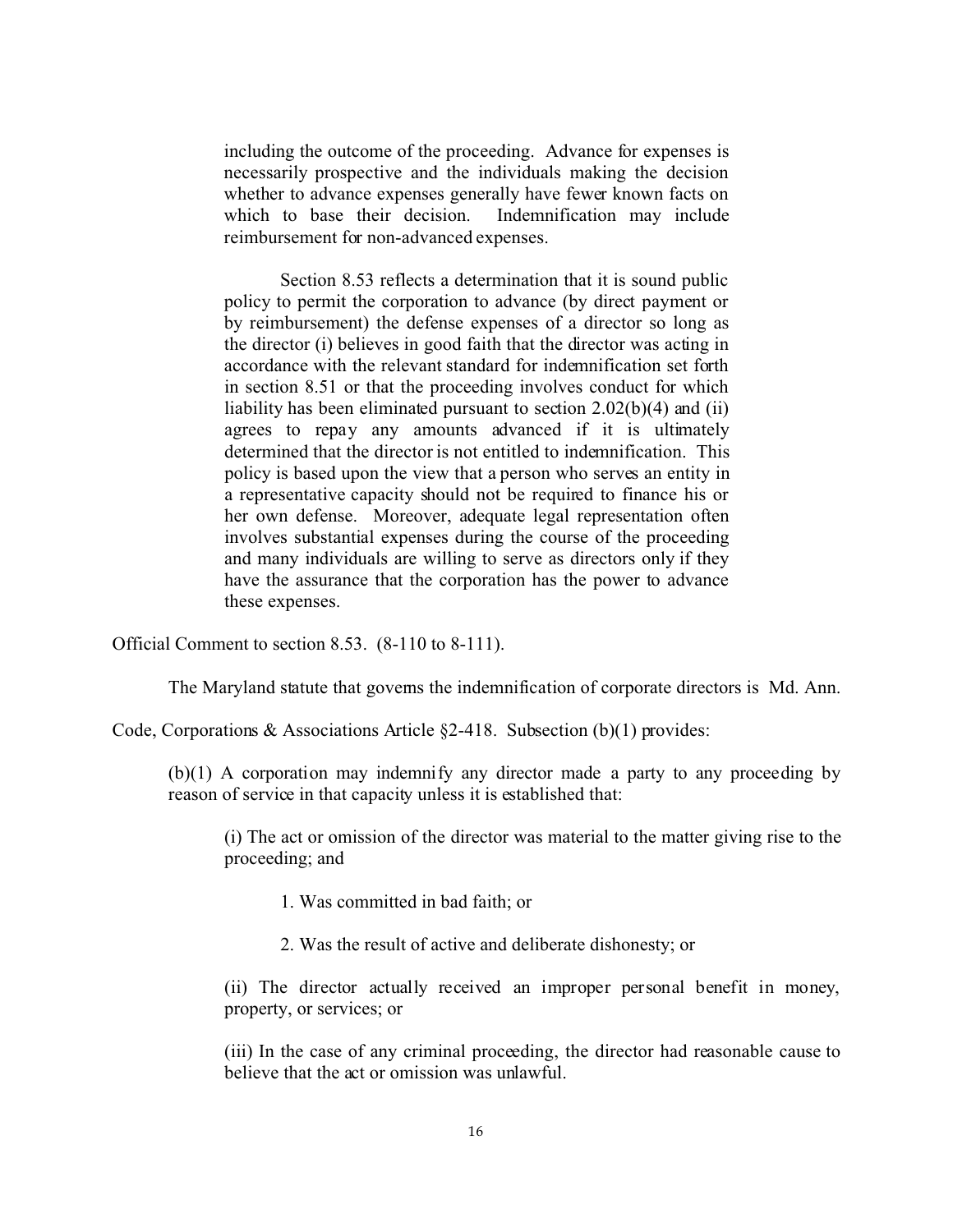> including the outcome of the proceeding. Advance for expenses is necessarily prospective and the individuals making the decision whether to advance expenses generally have fewer known facts on which to base their decision. Indemnification may include reimbursement for non-advanced expenses.
>
> Section 8.53 reflects a determination that it is sound public policy to permit the corporation to advance (by direct payment or by reimbursement) the defense expenses of a director so long as the director (i) believes in good faith that the director was acting in accordance with the relevant standard for indemnification set forth in section 8.51 or that the proceeding involves conduct for which liability has been eliminated pursuant to section 2.02(b)(4) and (ii) agrees to repay any amounts advanced if it is ultimately determined that the director is not entitled to indemnification. This policy is based upon the view that a person who serves an entity in a representative capacity should not be required to finance his or her own defense. Moreover, adequate legal representation often involves substantial expenses during the course of the proceeding and many individuals are willing to serve as directors only if they have the assurance that the corporation has the power to advance these expenses.

Official Comment to section 8.53. (8-110 to 8-111).

The Maryland statute that governs the indemnification of corporate directors is Md. Ann. Code, Corporations & Associations Article §2-418. Subsection (b)(1) provides:

> (b)(1) A corporation may indemnify any director made a party to any proceeding by reason of service in that capacity unless it is established that:
>
> > (i) The act or omission of the director was material to the matter giving rise to the proceeding; and
> >
> > > 1. Was committed in bad faith; or
> > >
> > > 2. Was the result of active and deliberate dishonesty; or
> >
> > (ii) The director actually received an improper personal benefit in money, property, or services; or
> >
> > (iii) In the case of any criminal proceeding, the director had reasonable cause to believe that the act or omission was unlawful.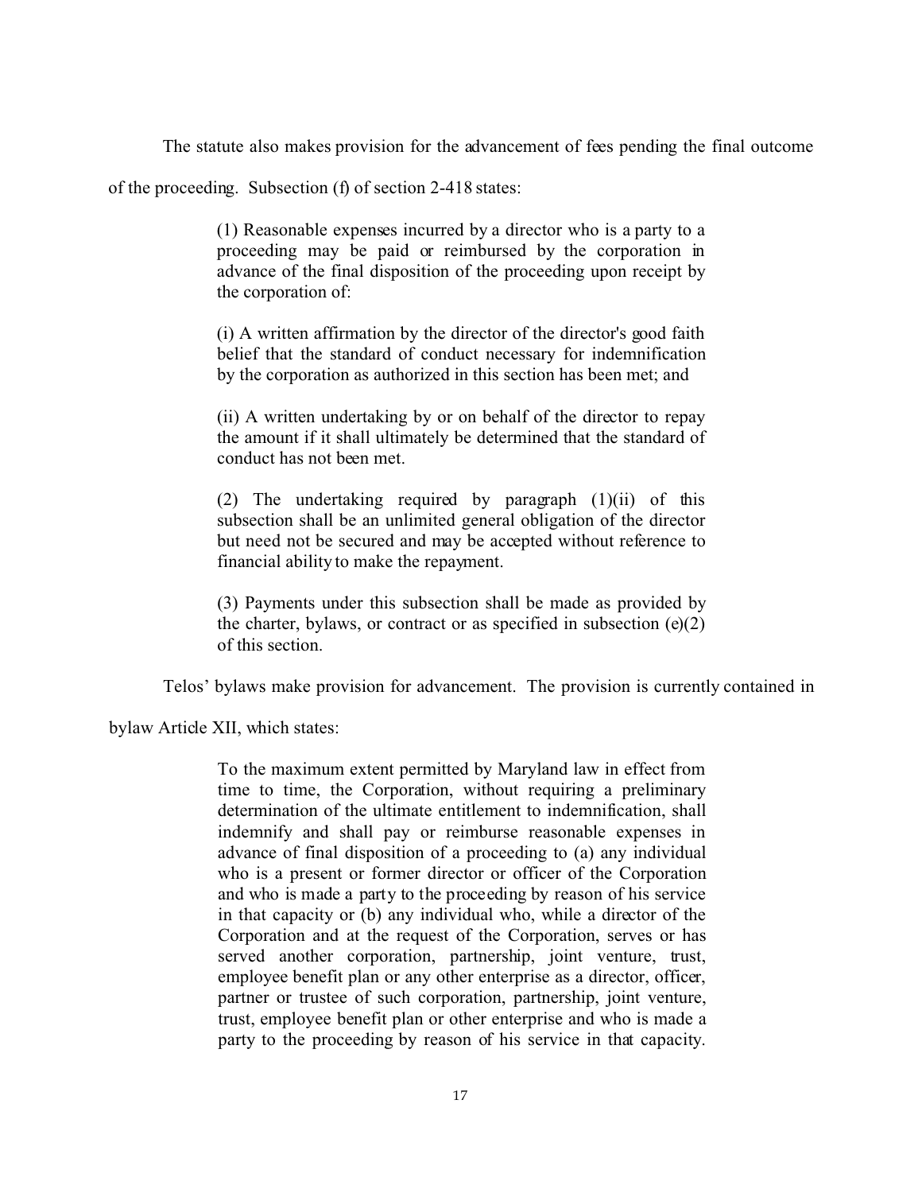The statute also makes provision for the advancement of fees pending the final outcome of the proceeding. Subsection (f) of section 2-418 states:

> (1) Reasonable expenses incurred by a director who is a party to a proceeding may be paid or reimbursed by the corporation in advance of the final disposition of the proceeding upon receipt by the corporation of:
>
> (i) A written affirmation by the director of the director's good faith belief that the standard of conduct necessary for indemnification by the corporation as authorized in this section has been met; and
>
> (ii) A written undertaking by or on behalf of the director to repay the amount if it shall ultimately be determined that the standard of conduct has not been met.
>
> (2) The undertaking required by paragraph (1)(ii) of this subsection shall be an unlimited general obligation of the director but need not be secured and may be accepted without reference to financial ability to make the repayment.
>
> (3) Payments under this subsection shall be made as provided by the charter, bylaws, or contract or as specified in subsection (e)(2) of this section.

Telos' bylaws make provision for advancement. The provision is currently contained in bylaw Article XII, which states:

> To the maximum extent permitted by Maryland law in effect from time to time, the Corporation, without requiring a preliminary determination of the ultimate entitlement to indemnification, shall indemnify and shall pay or reimburse reasonable expenses in advance of final disposition of a proceeding to (a) any individual who is a present or former director or officer of the Corporation and who is made a party to the proceeding by reason of his service in that capacity or (b) any individual who, while a director of the Corporation and at the request of the Corporation, serves or has served another corporation, partnership, joint venture, trust, employee benefit plan or any other enterprise as a director, officer, partner or trustee of such corporation, partnership, joint venture, trust, employee benefit plan or other enterprise and who is made a party to the proceeding by reason of his service in that capacity.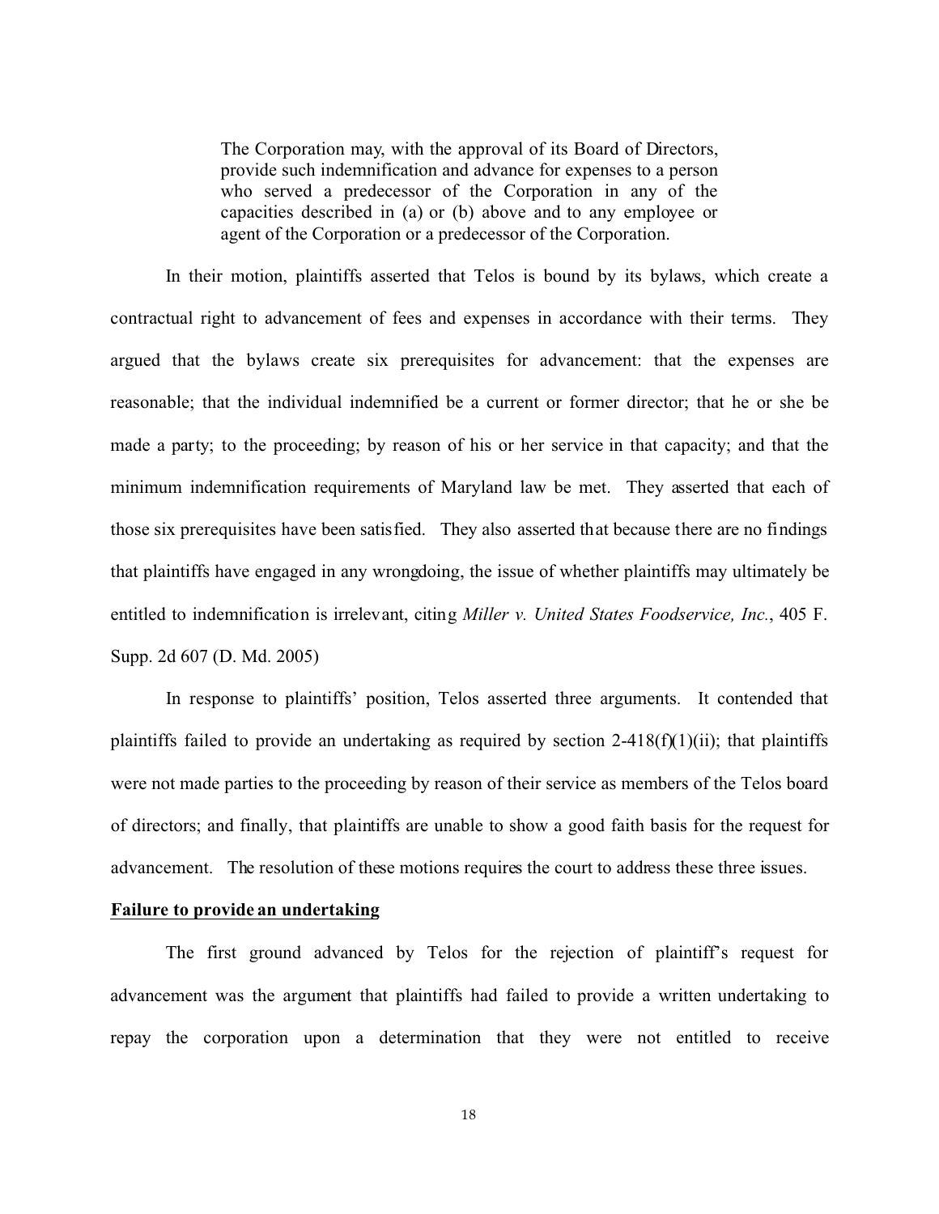> The Corporation may, with the approval of its Board of Directors, provide such indemnification and advance for expenses to a person who served a predecessor of the Corporation in any of the capacities described in (a) or (b) above and to any employee or agent of the Corporation or a predecessor of the Corporation.

In their motion, plaintiffs asserted that Telos is bound by its bylaws, which create a contractual right to advancement of fees and expenses in accordance with their terms. They argued that the bylaws create six prerequisites for advancement: that the expenses are reasonable; that the individual indemnified be a current or former director; that he or she be made a party; to the proceeding; by reason of his or her service in that capacity; and that the minimum indemnification requirements of Maryland law be met. They asserted that each of those six prerequisites have been satisfied. They also asserted that because there are no findings that plaintiffs have engaged in any wrongdoing, the issue of whether plaintiffs may ultimately be entitled to indemnification is irrelevant, citing *Miller v. United States Foodservice, Inc.*, 405 F. Supp. 2d 607 (D. Md. 2005)

In response to plaintiffs' position, Telos asserted three arguments. It contended that plaintiffs failed to provide an undertaking as required by section 2-418(f)(1)(ii); that plaintiffs were not made parties to the proceeding by reason of their service as members of the Telos board of directors; and finally, that plaintiffs are unable to show a good faith basis for the request for advancement. The resolution of these motions requires the court to address these three issues.

**Failure to provide an undertaking**

The first ground advanced by Telos for the rejection of plaintiff's request for advancement was the argument that plaintiffs had failed to provide a written undertaking to repay the corporation upon a determination that they were not entitled to receive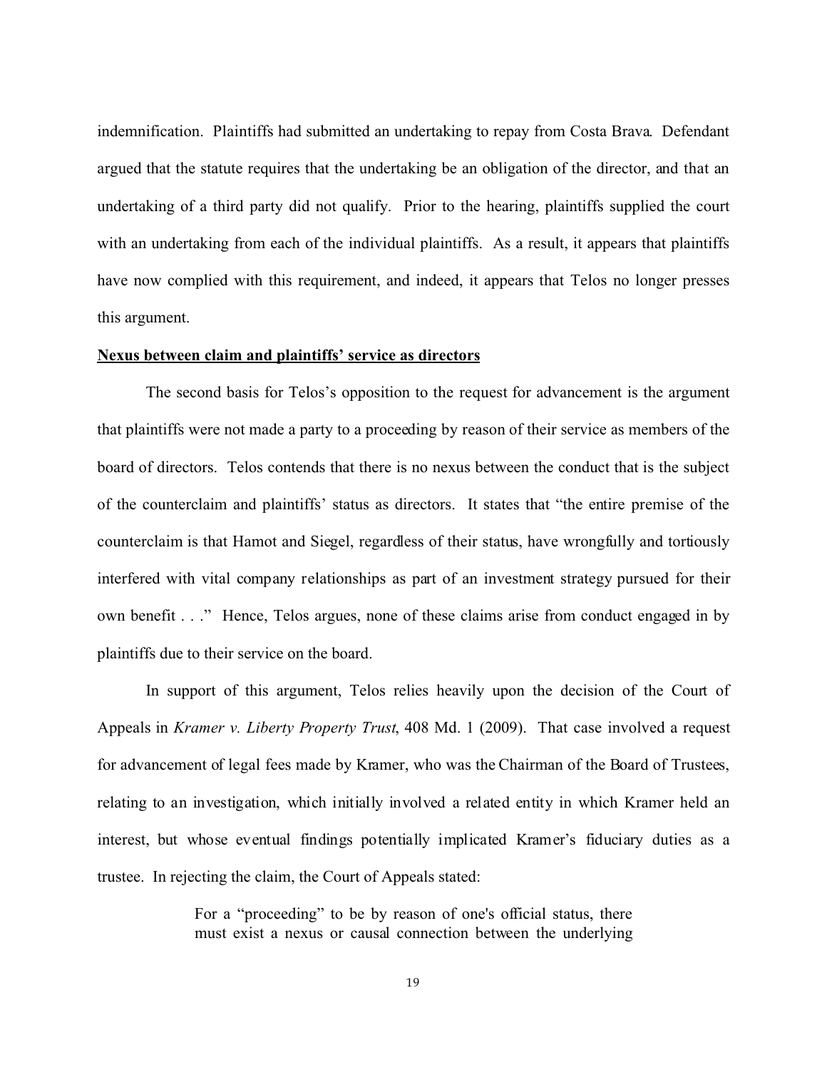indemnification. Plaintiffs had submitted an undertaking to repay from Costa Brava. Defendant argued that the statute requires that the undertaking be an obligation of the director, and that an undertaking of a third party did not qualify. Prior to the hearing, plaintiffs supplied the court with an undertaking from each of the individual plaintiffs. As a result, it appears that plaintiffs have now complied with this requirement, and indeed, it appears that Telos no longer presses this argument.

**<u>Nexus between claim and plaintiffs' service as directors</u>**

The second basis for Telos's opposition to the request for advancement is the argument that plaintiffs were not made a party to a proceeding by reason of their service as members of the board of directors. Telos contends that there is no nexus between the conduct that is the subject of the counterclaim and plaintiffs' status as directors. It states that "the entire premise of the counterclaim is that Hamot and Siegel, regardless of their status, have wrongfully and tortiously interfered with vital company relationships as part of an investment strategy pursued for their own benefit . . ." Hence, Telos argues, none of these claims arise from conduct engaged in by plaintiffs due to their service on the board.

In support of this argument, Telos relies heavily upon the decision of the Court of Appeals in *Kramer v. Liberty Property Trust*, 408 Md. 1 (2009). That case involved a request for advancement of legal fees made by Kramer, who was the Chairman of the Board of Trustees, relating to an investigation, which initially involved a related entity in which Kramer held an interest, but whose eventual findings potentially implicated Kramer's fiduciary duties as a trustee. In rejecting the claim, the Court of Appeals stated:

> For a "proceeding" to be by reason of one's official status, there must exist a nexus or causal connection between the underlying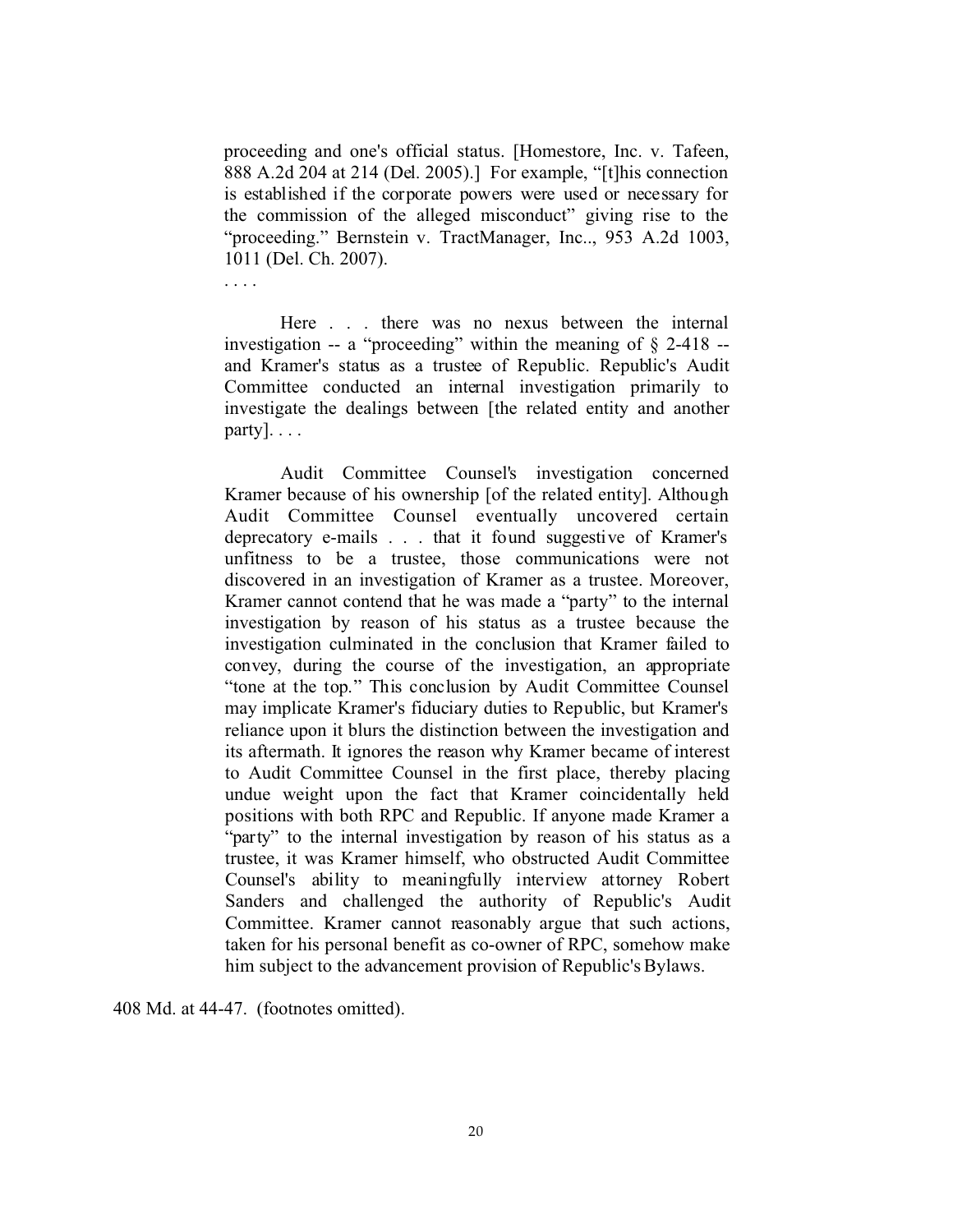> proceeding and one's official status. [Homestore, Inc. v. Tafeen, 888 A.2d 204 at 214 (Del. 2005).] For example, "[t]his connection is established if the corporate powers were used or necessary for the commission of the alleged misconduct" giving rise to the "proceeding." Bernstein v. TractManager, Inc.., 953 A.2d 1003, 1011 (Del. Ch. 2007).
>
> . . . .
>
> Here . . . there was no nexus between the internal investigation -- a "proceeding" within the meaning of § 2-418 -- and Kramer's status as a trustee of Republic. Republic's Audit Committee conducted an internal investigation primarily to investigate the dealings between [the related entity and another party]. . . .
>
> Audit Committee Counsel's investigation concerned Kramer because of his ownership [of the related entity]. Although Audit Committee Counsel eventually uncovered certain deprecatory e-mails . . . that it found suggestive of Kramer's unfitness to be a trustee, those communications were not discovered in an investigation of Kramer as a trustee. Moreover, Kramer cannot contend that he was made a "party" to the internal investigation by reason of his status as a trustee because the investigation culminated in the conclusion that Kramer failed to convey, during the course of the investigation, an appropriate "tone at the top." This conclusion by Audit Committee Counsel may implicate Kramer's fiduciary duties to Republic, but Kramer's reliance upon it blurs the distinction between the investigation and its aftermath. It ignores the reason why Kramer became of interest to Audit Committee Counsel in the first place, thereby placing undue weight upon the fact that Kramer coincidentally held positions with both RPC and Republic. If anyone made Kramer a "party" to the internal investigation by reason of his status as a trustee, it was Kramer himself, who obstructed Audit Committee Counsel's ability to meaningfully interview attorney Robert Sanders and challenged the authority of Republic's Audit Committee. Kramer cannot reasonably argue that such actions, taken for his personal benefit as co-owner of RPC, somehow make him subject to the advancement provision of Republic's Bylaws.

408 Md. at 44-47. (footnotes omitted).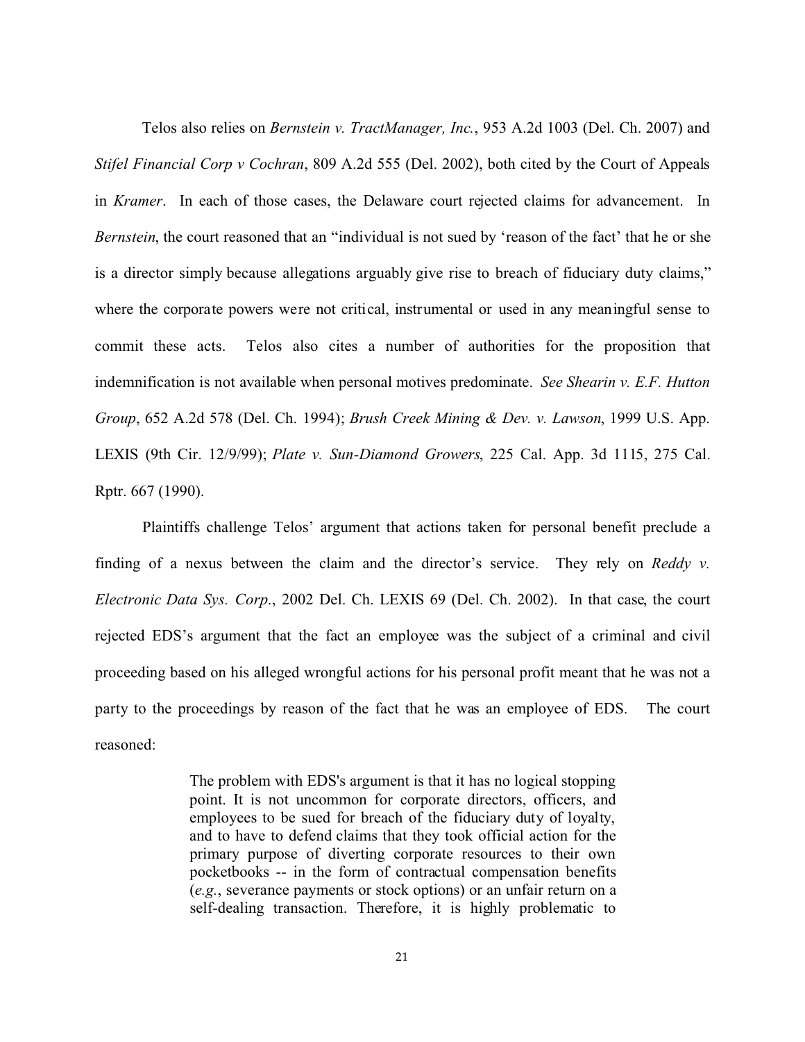Telos also relies on *Bernstein v. TractManager, Inc.*, 953 A.2d 1003 (Del. Ch. 2007) and *Stifel Financial Corp v Cochran*, 809 A.2d 555 (Del. 2002), both cited by the Court of Appeals in *Kramer*. In each of those cases, the Delaware court rejected claims for advancement. In *Bernstein*, the court reasoned that an "individual is not sued by 'reason of the fact' that he or she is a director simply because allegations arguably give rise to breach of fiduciary duty claims," where the corporate powers were not critical, instrumental or used in any meaningful sense to commit these acts. Telos also cites a number of authorities for the proposition that indemnification is not available when personal motives predominate. *See Shearin v. E.F. Hutton Group*, 652 A.2d 578 (Del. Ch. 1994); *Brush Creek Mining & Dev. v. Lawson*, 1999 U.S. App. LEXIS (9th Cir. 12/9/99); *Plate v. Sun-Diamond Growers*, 225 Cal. App. 3d 1115, 275 Cal. Rptr. 667 (1990).

Plaintiffs challenge Telos' argument that actions taken for personal benefit preclude a finding of a nexus between the claim and the director's service. They rely on *Reddy v. Electronic Data Sys. Corp.*, 2002 Del. Ch. LEXIS 69 (Del. Ch. 2002). In that case, the court rejected EDS's argument that the fact an employee was the subject of a criminal and civil proceeding based on his alleged wrongful actions for his personal profit meant that he was not a party to the proceedings by reason of the fact that he was an employee of EDS. The court reasoned:

> The problem with EDS's argument is that it has no logical stopping point. It is not uncommon for corporate directors, officers, and employees to be sued for breach of the fiduciary duty of loyalty, and to have to defend claims that they took official action for the primary purpose of diverting corporate resources to their own pocketbooks -- in the form of contractual compensation benefits (*e.g.*, severance payments or stock options) or an unfair return on a self-dealing transaction. Therefore, it is highly problematic to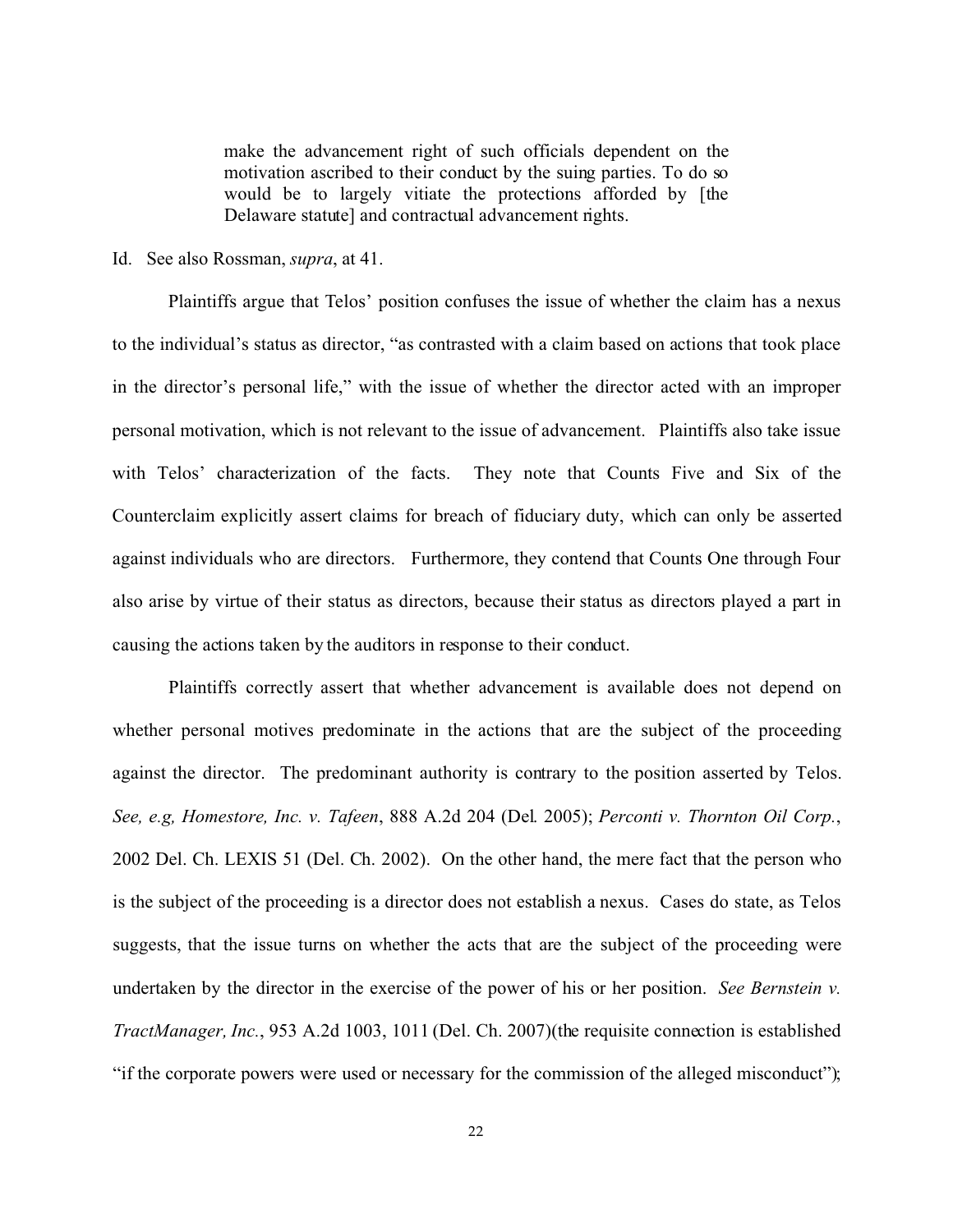> make the advancement right of such officials dependent on the motivation ascribed to their conduct by the suing parties. To do so would be to largely vitiate the protections afforded by [the Delaware statute] and contractual advancement rights.

Id. See also Rossman, *supra*, at 41.

Plaintiffs argue that Telos' position confuses the issue of whether the claim has a nexus to the individual's status as director, "as contrasted with a claim based on actions that took place in the director's personal life," with the issue of whether the director acted with an improper personal motivation, which is not relevant to the issue of advancement. Plaintiffs also take issue with Telos' characterization of the facts. They note that Counts Five and Six of the Counterclaim explicitly assert claims for breach of fiduciary duty, which can only be asserted against individuals who are directors. Furthermore, they contend that Counts One through Four also arise by virtue of their status as directors, because their status as directors played a part in causing the actions taken by the auditors in response to their conduct.

Plaintiffs correctly assert that whether advancement is available does not depend on whether personal motives predominate in the actions that are the subject of the proceeding against the director. The predominant authority is contrary to the position asserted by Telos. *See, e.g, Homestore, Inc. v. Tafeen*, 888 A.2d 204 (Del. 2005); *Perconti v. Thornton Oil Corp.*, 2002 Del. Ch. LEXIS 51 (Del. Ch. 2002). On the other hand, the mere fact that the person who is the subject of the proceeding is a director does not establish a nexus. Cases do state, as Telos suggests, that the issue turns on whether the acts that are the subject of the proceeding were undertaken by the director in the exercise of the power of his or her position. *See Bernstein v. TractManager, Inc.*, 953 A.2d 1003, 1011 (Del. Ch. 2007)(the requisite connection is established "if the corporate powers were used or necessary for the commission of the alleged misconduct");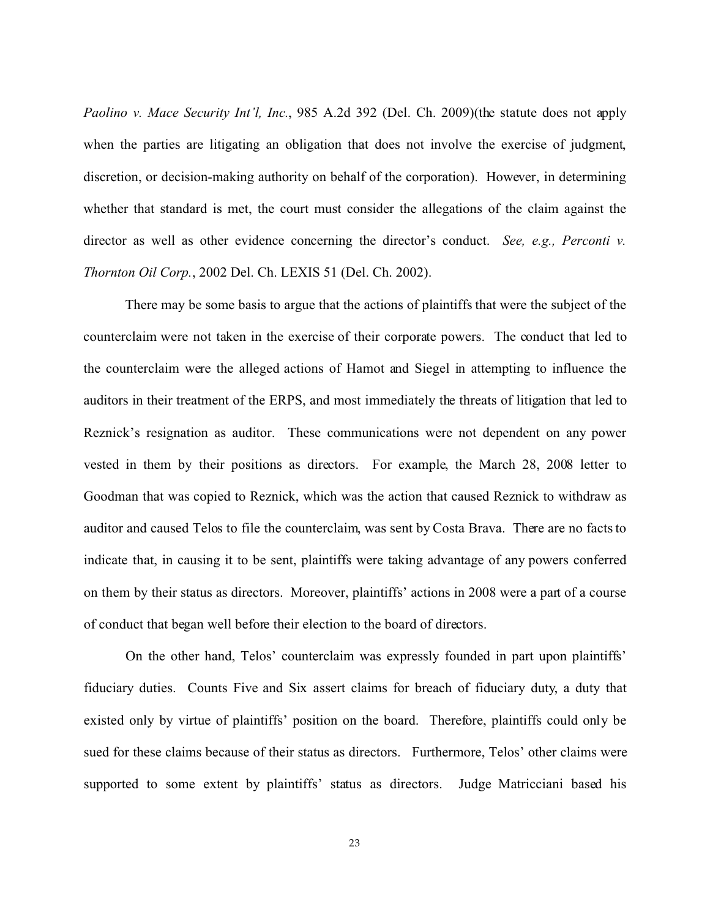*Paolino v. Mace Security Int'l, Inc.*, 985 A.2d 392 (Del. Ch. 2009)(the statute does not apply when the parties are litigating an obligation that does not involve the exercise of judgment, discretion, or decision-making authority on behalf of the corporation). However, in determining whether that standard is met, the court must consider the allegations of the claim against the director as well as other evidence concerning the director's conduct. *See, e.g., Perconti v. Thornton Oil Corp.*, 2002 Del. Ch. LEXIS 51 (Del. Ch. 2002).

There may be some basis to argue that the actions of plaintiffs that were the subject of the counterclaim were not taken in the exercise of their corporate powers. The conduct that led to the counterclaim were the alleged actions of Hamot and Siegel in attempting to influence the auditors in their treatment of the ERPS, and most immediately the threats of litigation that led to Reznick's resignation as auditor. These communications were not dependent on any power vested in them by their positions as directors. For example, the March 28, 2008 letter to Goodman that was copied to Reznick, which was the action that caused Reznick to withdraw as auditor and caused Telos to file the counterclaim, was sent by Costa Brava. There are no facts to indicate that, in causing it to be sent, plaintiffs were taking advantage of any powers conferred on them by their status as directors. Moreover, plaintiffs' actions in 2008 were a part of a course of conduct that began well before their election to the board of directors.

On the other hand, Telos' counterclaim was expressly founded in part upon plaintiffs' fiduciary duties. Counts Five and Six assert claims for breach of fiduciary duty, a duty that existed only by virtue of plaintiffs' position on the board. Therefore, plaintiffs could only be sued for these claims because of their status as directors. Furthermore, Telos' other claims were supported to some extent by plaintiffs' status as directors. Judge Matricciani based his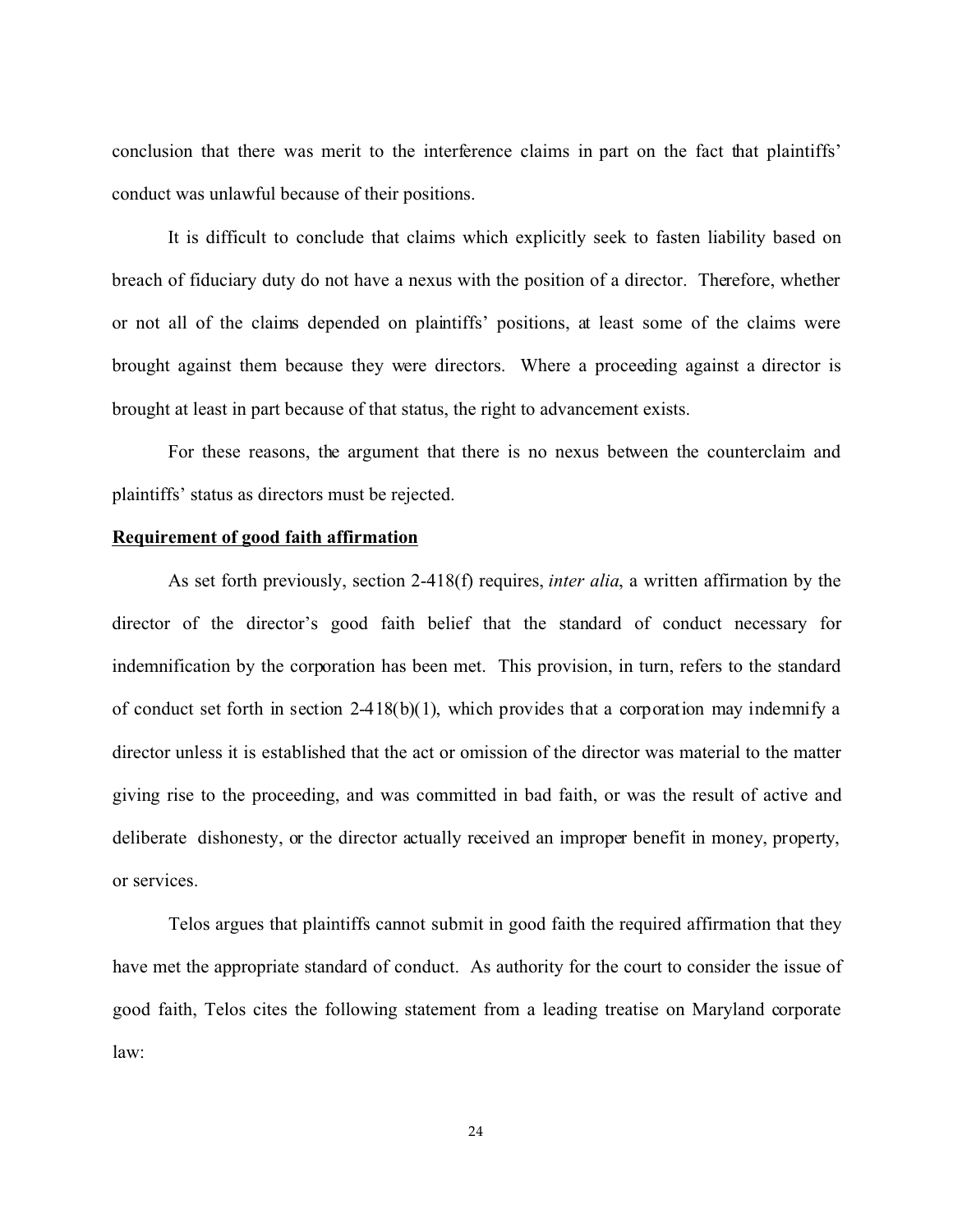conclusion that there was merit to the interference claims in part on the fact that plaintiffs' conduct was unlawful because of their positions.

It is difficult to conclude that claims which explicitly seek to fasten liability based on breach of fiduciary duty do not have a nexus with the position of a director. Therefore, whether or not all of the claims depended on plaintiffs' positions, at least some of the claims were brought against them because they were directors. Where a proceeding against a director is brought at least in part because of that status, the right to advancement exists.

For these reasons, the argument that there is no nexus between the counterclaim and plaintiffs' status as directors must be rejected.

**Requirement of good faith affirmation**

As set forth previously, section 2-418(f) requires, *inter alia*, a written affirmation by the director of the director's good faith belief that the standard of conduct necessary for indemnification by the corporation has been met. This provision, in turn, refers to the standard of conduct set forth in section 2-418(b)(1), which provides that a corporation may indemnify a director unless it is established that the act or omission of the director was material to the matter giving rise to the proceeding, and was committed in bad faith, or was the result of active and deliberate dishonesty, or the director actually received an improper benefit in money, property, or services.

Telos argues that plaintiffs cannot submit in good faith the required affirmation that they have met the appropriate standard of conduct. As authority for the court to consider the issue of good faith, Telos cites the following statement from a leading treatise on Maryland corporate law: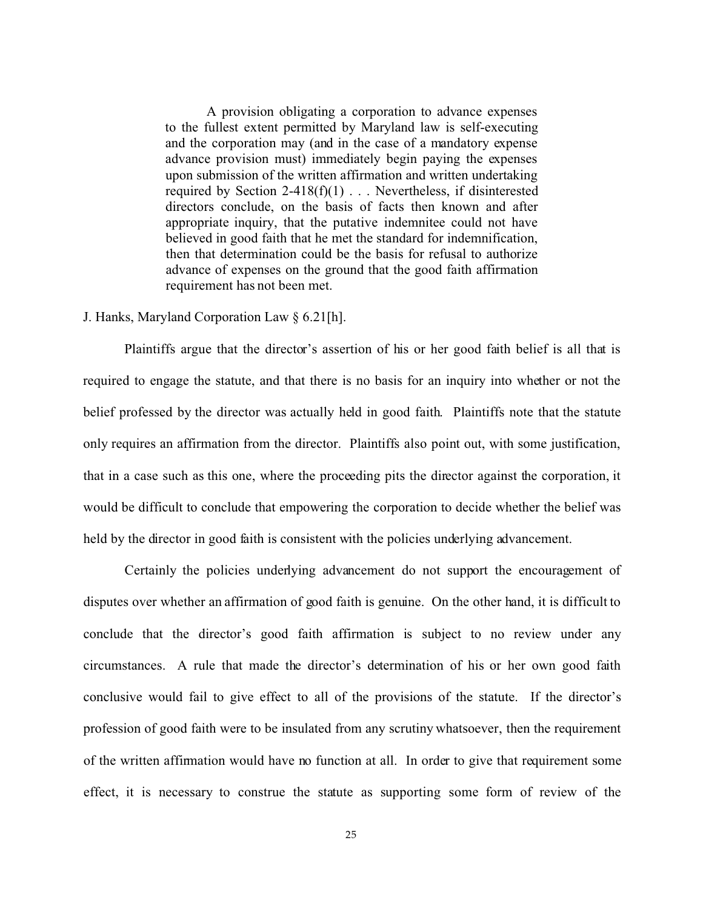> A provision obligating a corporation to advance expenses to the fullest extent permitted by Maryland law is self-executing and the corporation may (and in the case of a mandatory expense advance provision must) immediately begin paying the expenses upon submission of the written affirmation and written undertaking required by Section 2-418(f)(1) . . . Nevertheless, if disinterested directors conclude, on the basis of facts then known and after appropriate inquiry, that the putative indemnitee could not have believed in good faith that he met the standard for indemnification, then that determination could be the basis for refusal to authorize advance of expenses on the ground that the good faith affirmation requirement has not been met.

J. Hanks, Maryland Corporation Law § 6.21[h].

Plaintiffs argue that the director's assertion of his or her good faith belief is all that is required to engage the statute, and that there is no basis for an inquiry into whether or not the belief professed by the director was actually held in good faith. Plaintiffs note that the statute only requires an affirmation from the director. Plaintiffs also point out, with some justification, that in a case such as this one, where the proceeding pits the director against the corporation, it would be difficult to conclude that empowering the corporation to decide whether the belief was held by the director in good faith is consistent with the policies underlying advancement.

Certainly the policies underlying advancement do not support the encouragement of disputes over whether an affirmation of good faith is genuine. On the other hand, it is difficult to conclude that the director's good faith affirmation is subject to no review under any circumstances. A rule that made the director's determination of his or her own good faith conclusive would fail to give effect to all of the provisions of the statute. If the director's profession of good faith were to be insulated from any scrutiny whatsoever, then the requirement of the written affirmation would have no function at all. In order to give that requirement some effect, it is necessary to construe the statute as supporting some form of review of the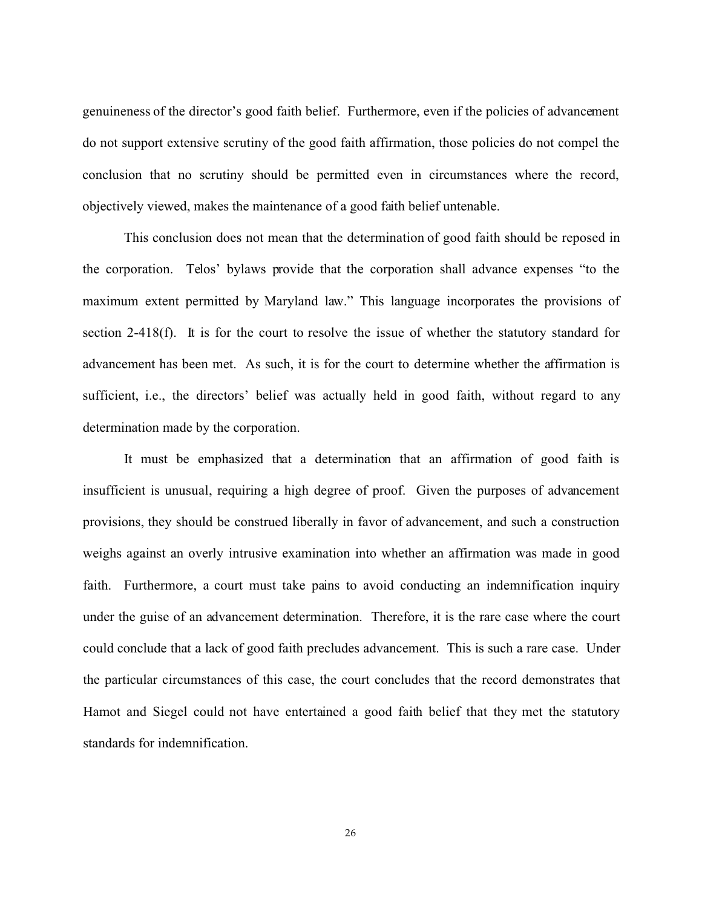genuineness of the director's good faith belief. Furthermore, even if the policies of advancement do not support extensive scrutiny of the good faith affirmation, those policies do not compel the conclusion that no scrutiny should be permitted even in circumstances where the record, objectively viewed, makes the maintenance of a good faith belief untenable.

This conclusion does not mean that the determination of good faith should be reposed in the corporation. Telos' bylaws provide that the corporation shall advance expenses "to the maximum extent permitted by Maryland law." This language incorporates the provisions of section 2-418(f). It is for the court to resolve the issue of whether the statutory standard for advancement has been met. As such, it is for the court to determine whether the affirmation is sufficient, i.e., the directors' belief was actually held in good faith, without regard to any determination made by the corporation.

It must be emphasized that a determination that an affirmation of good faith is insufficient is unusual, requiring a high degree of proof. Given the purposes of advancement provisions, they should be construed liberally in favor of advancement, and such a construction weighs against an overly intrusive examination into whether an affirmation was made in good faith. Furthermore, a court must take pains to avoid conducting an indemnification inquiry under the guise of an advancement determination. Therefore, it is the rare case where the court could conclude that a lack of good faith precludes advancement. This is such a rare case. Under the particular circumstances of this case, the court concludes that the record demonstrates that Hamot and Siegel could not have entertained a good faith belief that they met the statutory standards for indemnification.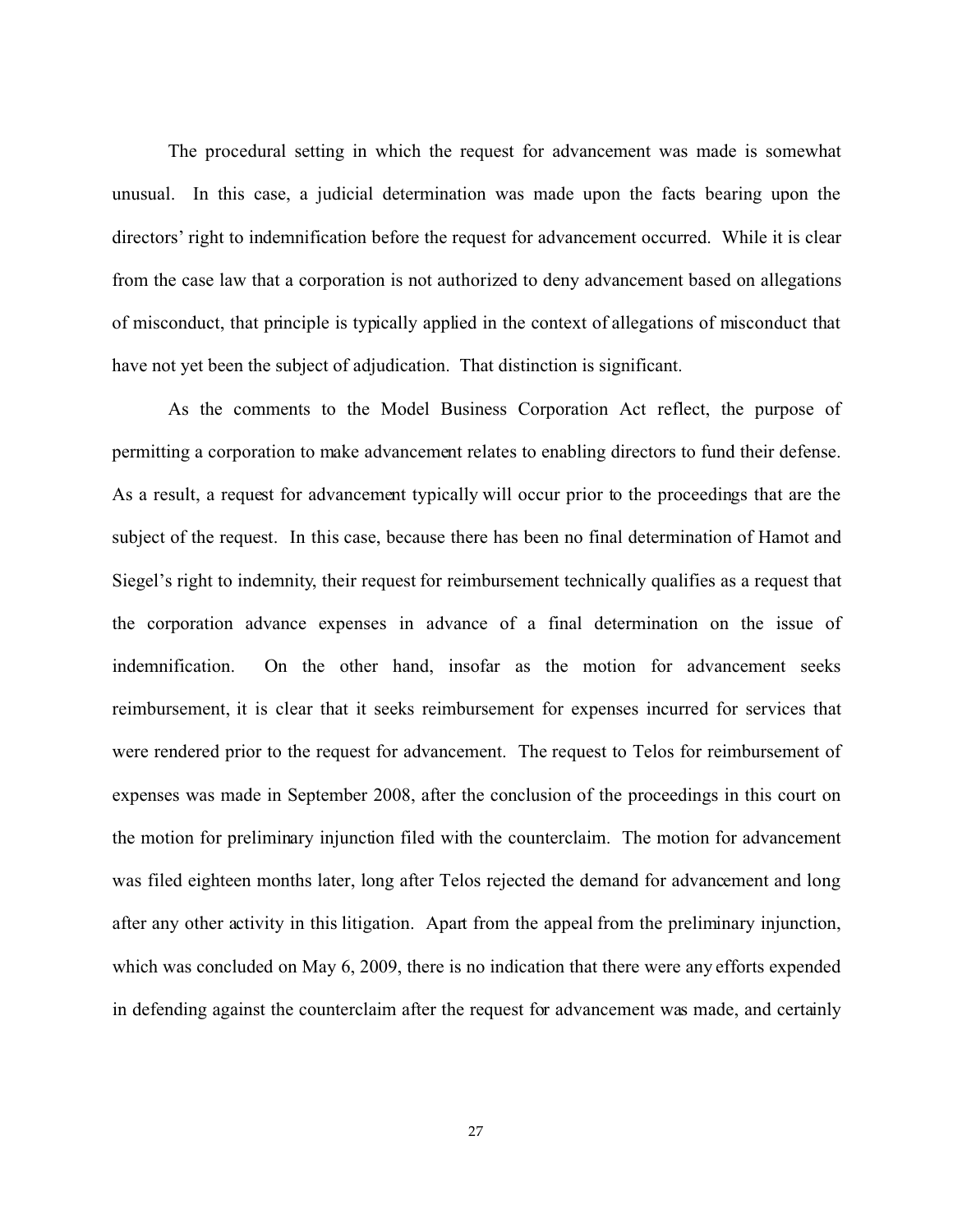The procedural setting in which the request for advancement was made is somewhat unusual. In this case, a judicial determination was made upon the facts bearing upon the directors' right to indemnification before the request for advancement occurred. While it is clear from the case law that a corporation is not authorized to deny advancement based on allegations of misconduct, that principle is typically applied in the context of allegations of misconduct that have not yet been the subject of adjudication. That distinction is significant.

As the comments to the Model Business Corporation Act reflect, the purpose of permitting a corporation to make advancement relates to enabling directors to fund their defense. As a result, a request for advancement typically will occur prior to the proceedings that are the subject of the request. In this case, because there has been no final determination of Hamot and Siegel's right to indemnity, their request for reimbursement technically qualifies as a request that the corporation advance expenses in advance of a final determination on the issue of indemnification. On the other hand, insofar as the motion for advancement seeks reimbursement, it is clear that it seeks reimbursement for expenses incurred for services that were rendered prior to the request for advancement. The request to Telos for reimbursement of expenses was made in September 2008, after the conclusion of the proceedings in this court on the motion for preliminary injunction filed with the counterclaim. The motion for advancement was filed eighteen months later, long after Telos rejected the demand for advancement and long after any other activity in this litigation. Apart from the appeal from the preliminary injunction, which was concluded on May 6, 2009, there is no indication that there were any efforts expended in defending against the counterclaim after the request for advancement was made, and certainly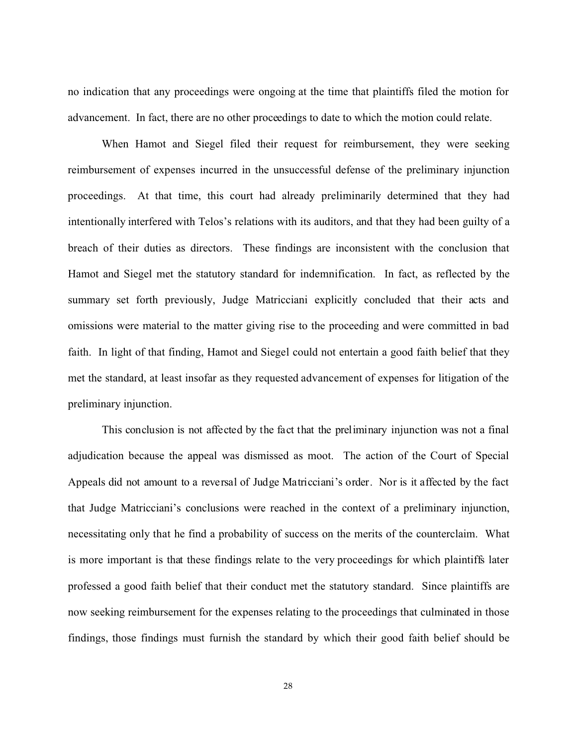no indication that any proceedings were ongoing at the time that plaintiffs filed the motion for advancement. In fact, there are no other proceedings to date to which the motion could relate.

When Hamot and Siegel filed their request for reimbursement, they were seeking reimbursement of expenses incurred in the unsuccessful defense of the preliminary injunction proceedings. At that time, this court had already preliminarily determined that they had intentionally interfered with Telos's relations with its auditors, and that they had been guilty of a breach of their duties as directors. These findings are inconsistent with the conclusion that Hamot and Siegel met the statutory standard for indemnification. In fact, as reflected by the summary set forth previously, Judge Matricciani explicitly concluded that their acts and omissions were material to the matter giving rise to the proceeding and were committed in bad faith. In light of that finding, Hamot and Siegel could not entertain a good faith belief that they met the standard, at least insofar as they requested advancement of expenses for litigation of the preliminary injunction.

This conclusion is not affected by the fact that the preliminary injunction was not a final adjudication because the appeal was dismissed as moot. The action of the Court of Special Appeals did not amount to a reversal of Judge Matricciani's order. Nor is it affected by the fact that Judge Matricciani's conclusions were reached in the context of a preliminary injunction, necessitating only that he find a probability of success on the merits of the counterclaim. What is more important is that these findings relate to the very proceedings for which plaintiffs later professed a good faith belief that their conduct met the statutory standard. Since plaintiffs are now seeking reimbursement for the expenses relating to the proceedings that culminated in those findings, those findings must furnish the standard by which their good faith belief should be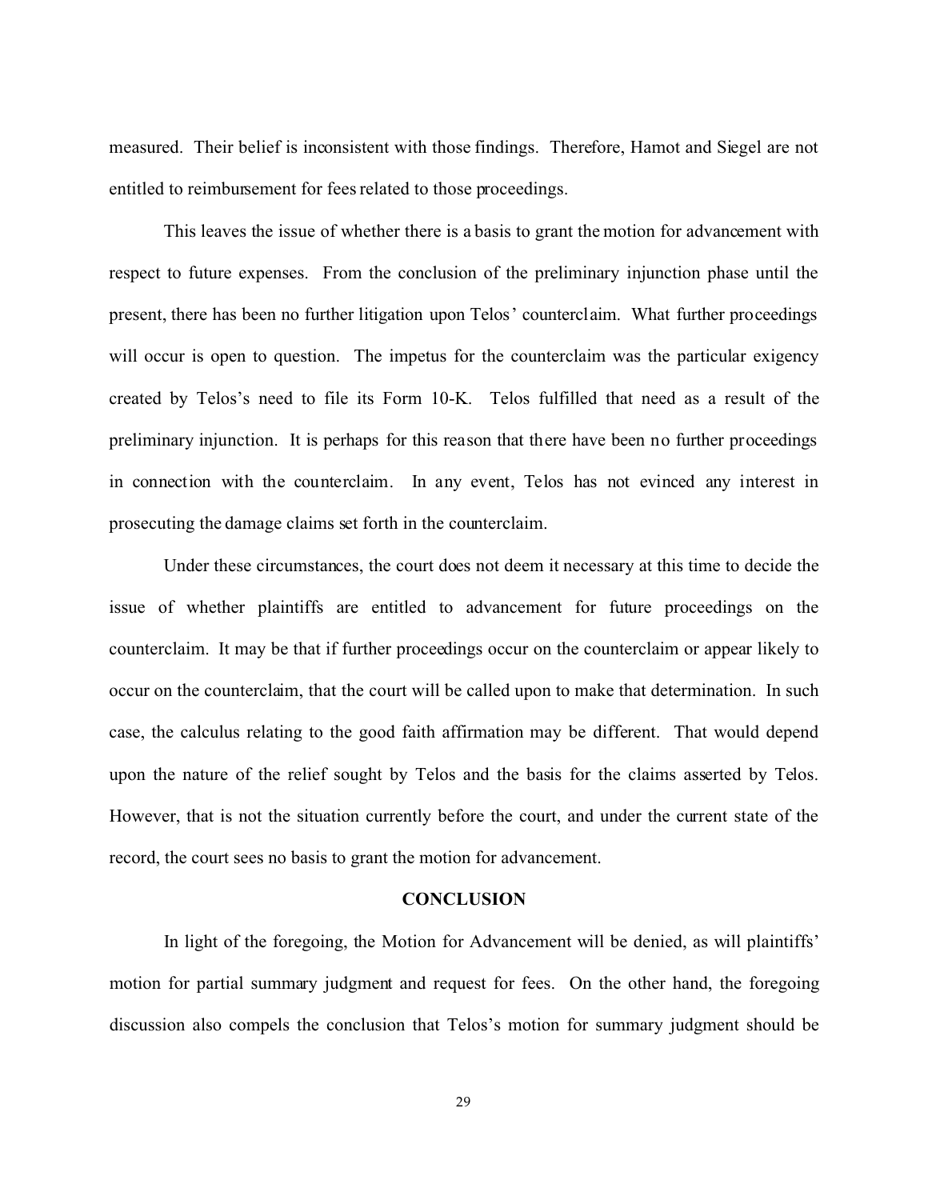measured. Their belief is inconsistent with those findings. Therefore, Hamot and Siegel are not entitled to reimbursement for fees related to those proceedings.

This leaves the issue of whether there is a basis to grant the motion for advancement with respect to future expenses. From the conclusion of the preliminary injunction phase until the present, there has been no further litigation upon Telos' counterclaim. What further proceedings will occur is open to question. The impetus for the counterclaim was the particular exigency created by Telos's need to file its Form 10-K. Telos fulfilled that need as a result of the preliminary injunction. It is perhaps for this reason that there have been no further proceedings in connection with the counterclaim. In any event, Telos has not evinced any interest in prosecuting the damage claims set forth in the counterclaim.

Under these circumstances, the court does not deem it necessary at this time to decide the issue of whether plaintiffs are entitled to advancement for future proceedings on the counterclaim. It may be that if further proceedings occur on the counterclaim or appear likely to occur on the counterclaim, that the court will be called upon to make that determination. In such case, the calculus relating to the good faith affirmation may be different. That would depend upon the nature of the relief sought by Telos and the basis for the claims asserted by Telos. However, that is not the situation currently before the court, and under the current state of the record, the court sees no basis to grant the motion for advancement.

## CONCLUSION

In light of the foregoing, the Motion for Advancement will be denied, as will plaintiffs' motion for partial summary judgment and request for fees. On the other hand, the foregoing discussion also compels the conclusion that Telos's motion for summary judgment should be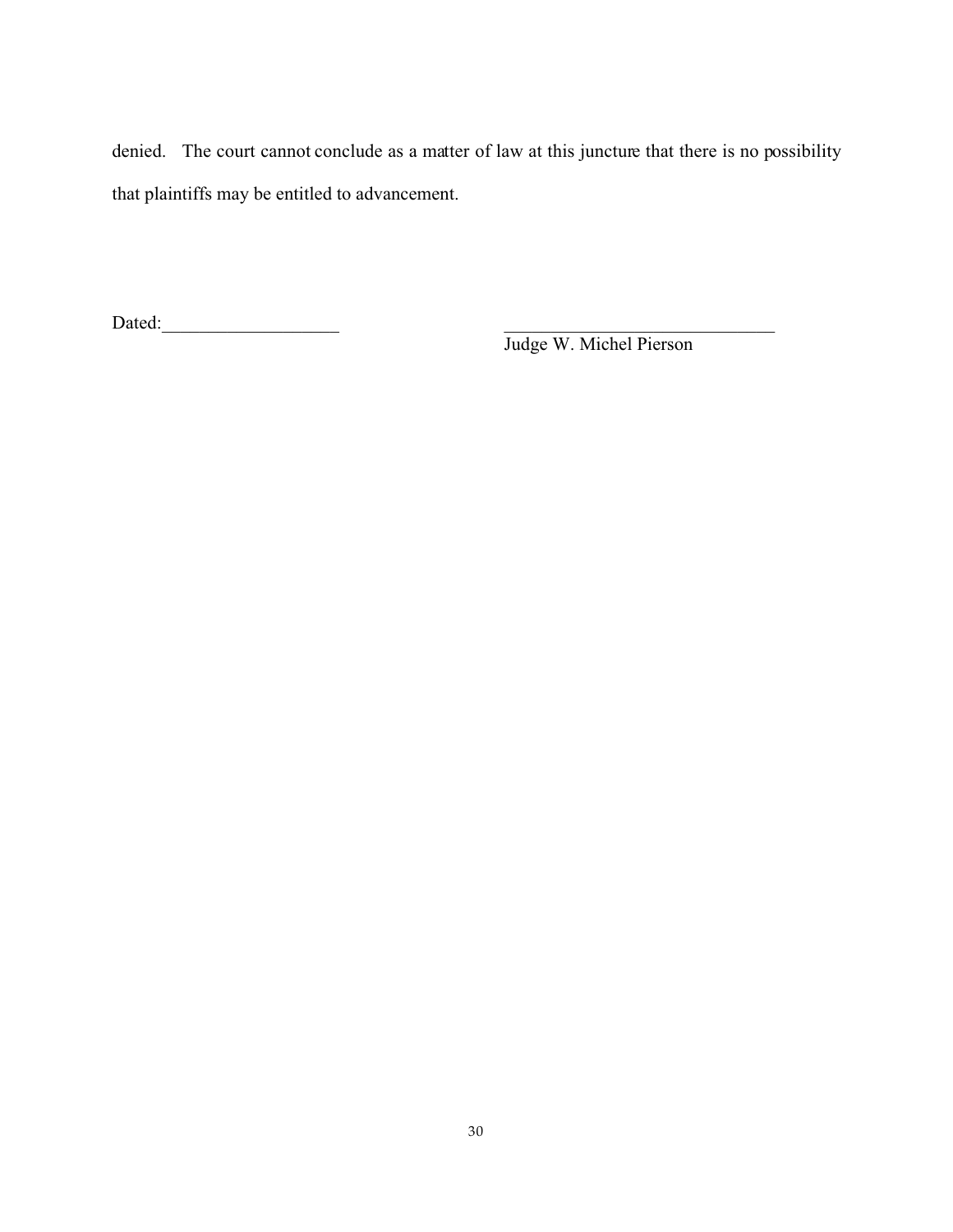denied. The court cannot conclude as a matter of law at this juncture that there is no possibility that plaintiffs may be entitled to advancement.

Dated:____________________ ______________________________

Judge W. Michel Pierson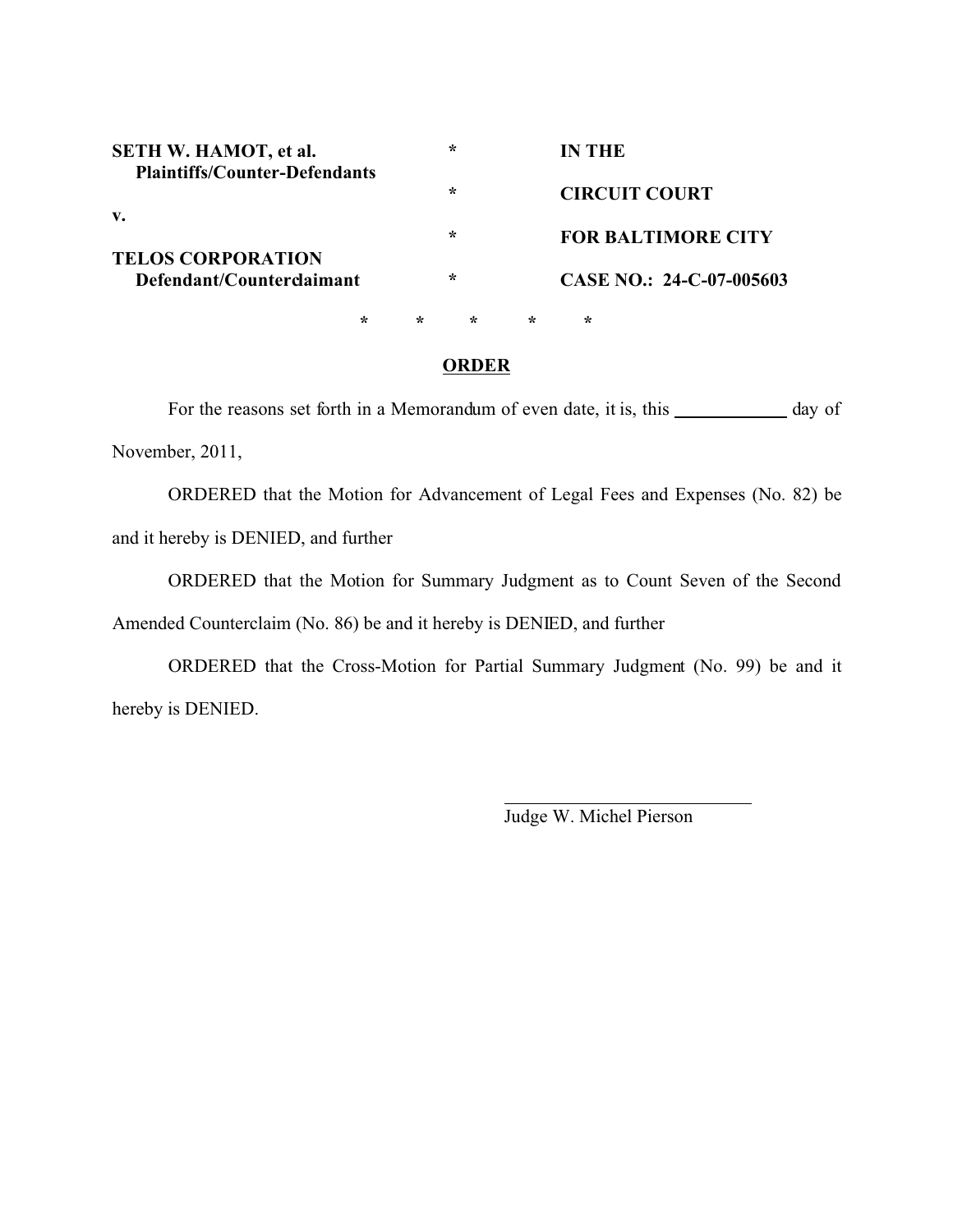**SETH W. HAMOT, et al.**
**Plaintiffs/Counter-Defendants**

**v.**

**TELOS CORPORATION**
**Defendant/Counterclaimant**

\* **IN THE**

\* **CIRCUIT COURT**

\* **FOR BALTIMORE CITY**

\* **CASE NO.: 24-C-07-005603**

\* \* \* \* \*

**ORDER**

For the reasons set forth in a Memorandum of even date, it is, this ____________ day of November, 2011,

ORDERED that the Motion for Advancement of Legal Fees and Expenses (No. 82) be and it hereby is DENIED, and further

ORDERED that the Motion for Summary Judgment as to Count Seven of the Second Amended Counterclaim (No. 86) be and it hereby is DENIED, and further

ORDERED that the Cross-Motion for Partial Summary Judgment (No. 99) be and it hereby is DENIED.

\_\_\_\_\_\_\_\_\_\_\_\_\_\_\_\_\_\_\_\_\_\_\_\_\_\_\_\_
Judge W. Michel Pierson